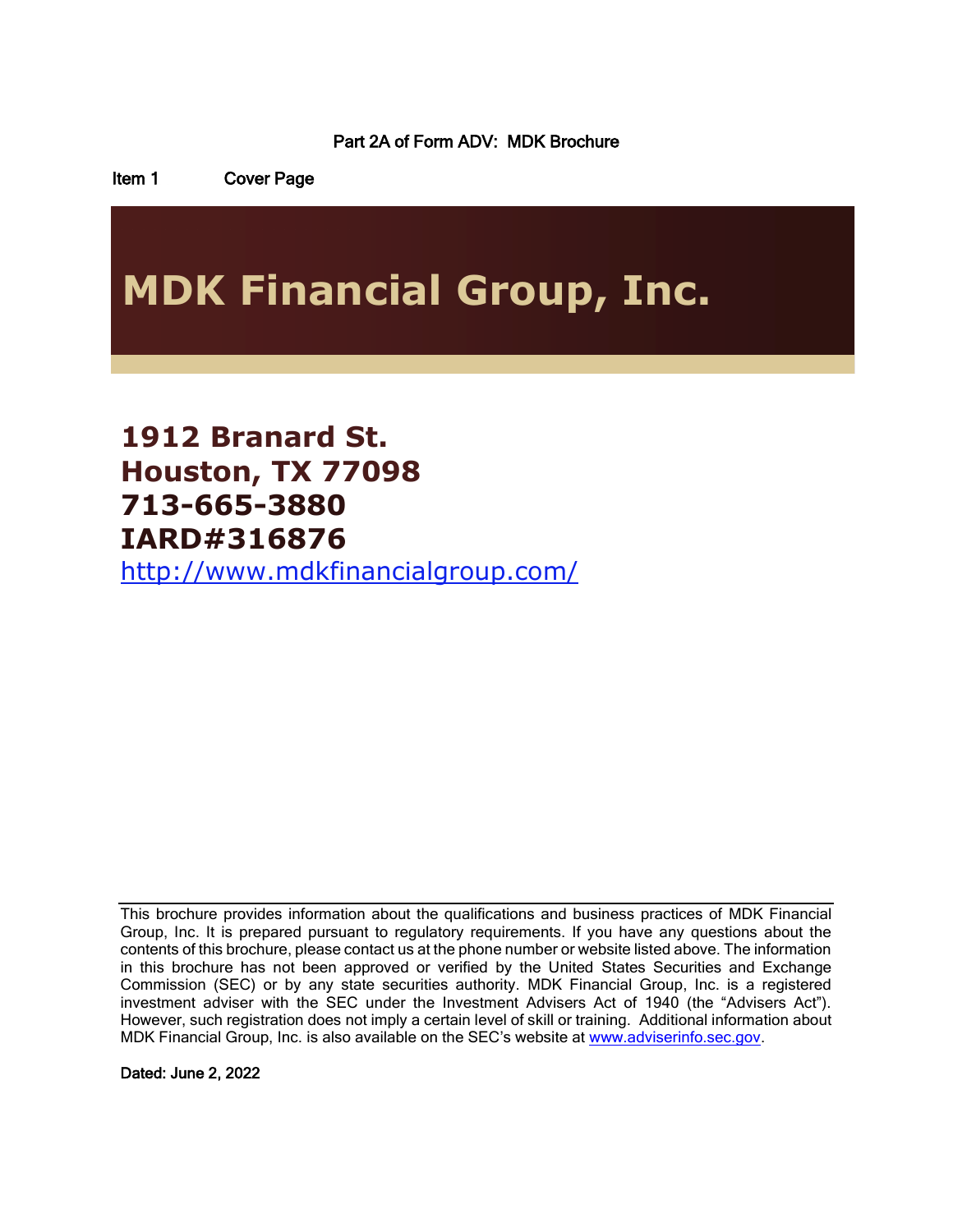Part 2A of Form ADV: MDK Brochure

Item 1 Cover Page

# MDK Financial Group, Inc.

## 1912 Branard St.
## Houston, TX 77098
## 713-665-3880
## IARD#316876

http://www.mdkfinancialgroup.com/

This brochure provides information about the qualifications and business practices of MDK Financial Group, Inc. It is prepared pursuant to regulatory requirements. If you have any questions about the contents of this brochure, please contact us at the phone number or website listed above. The information in this brochure has not been approved or verified by the United States Securities and Exchange Commission (SEC) or by any state securities authority. MDK Financial Group, Inc. is a registered investment adviser with the SEC under the Investment Advisers Act of 1940 (the "Advisers Act"). However, such registration does not imply a certain level of skill or training. Additional information about MDK Financial Group, Inc. is also available on the SEC's website at www.adviserinfo.sec.gov.

**Dated: June 2, 2022**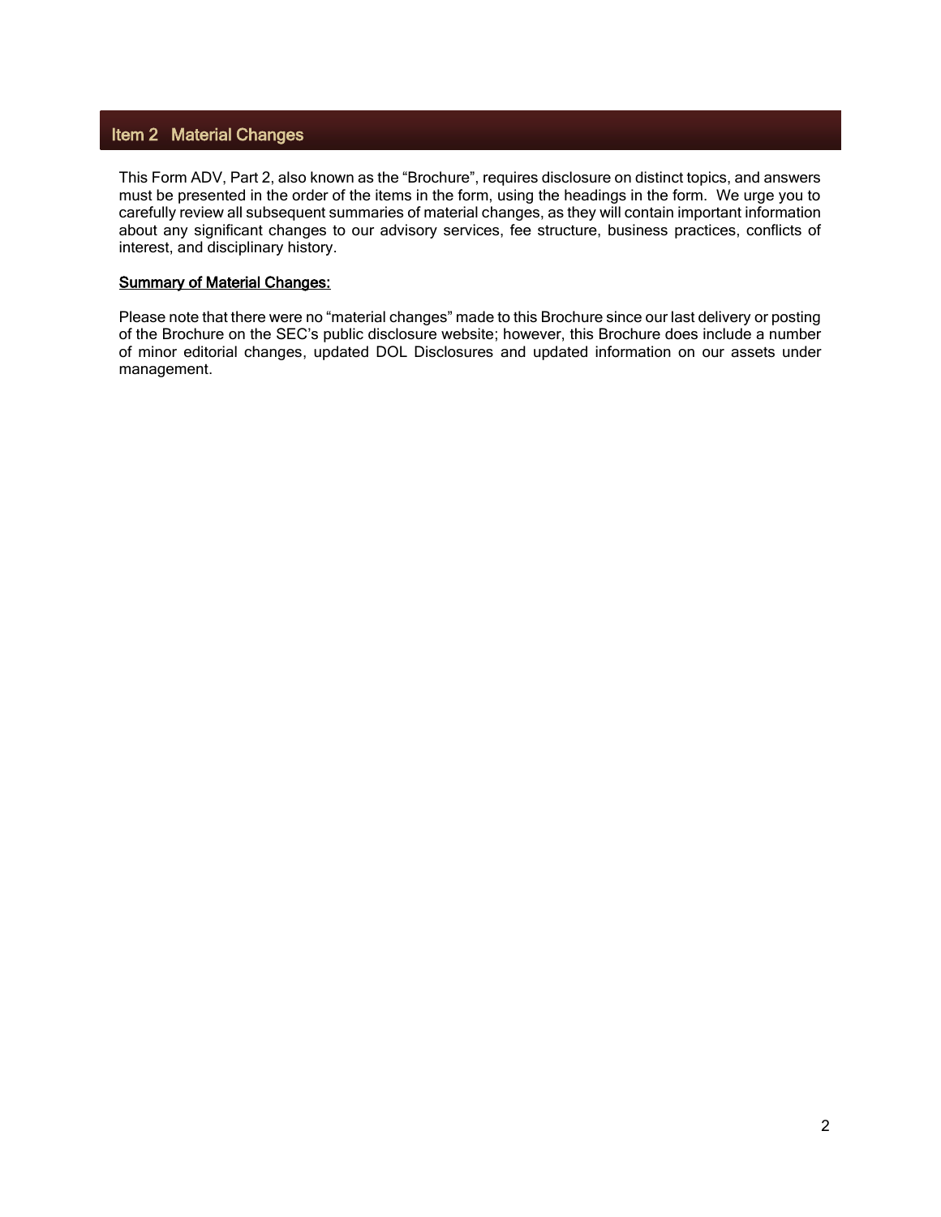## Item 2 Material Changes

This Form ADV, Part 2, also known as the "Brochure", requires disclosure on distinct topics, and answers must be presented in the order of the items in the form, using the headings in the form. We urge you to carefully review all subsequent summaries of material changes, as they will contain important information about any significant changes to our advisory services, fee structure, business practices, conflicts of interest, and disciplinary history.

**Summary of Material Changes:**

Please note that there were no "material changes" made to this Brochure since our last delivery or posting of the Brochure on the SEC's public disclosure website; however, this Brochure does include a number of minor editorial changes, updated DOL Disclosures and updated information on our assets under management.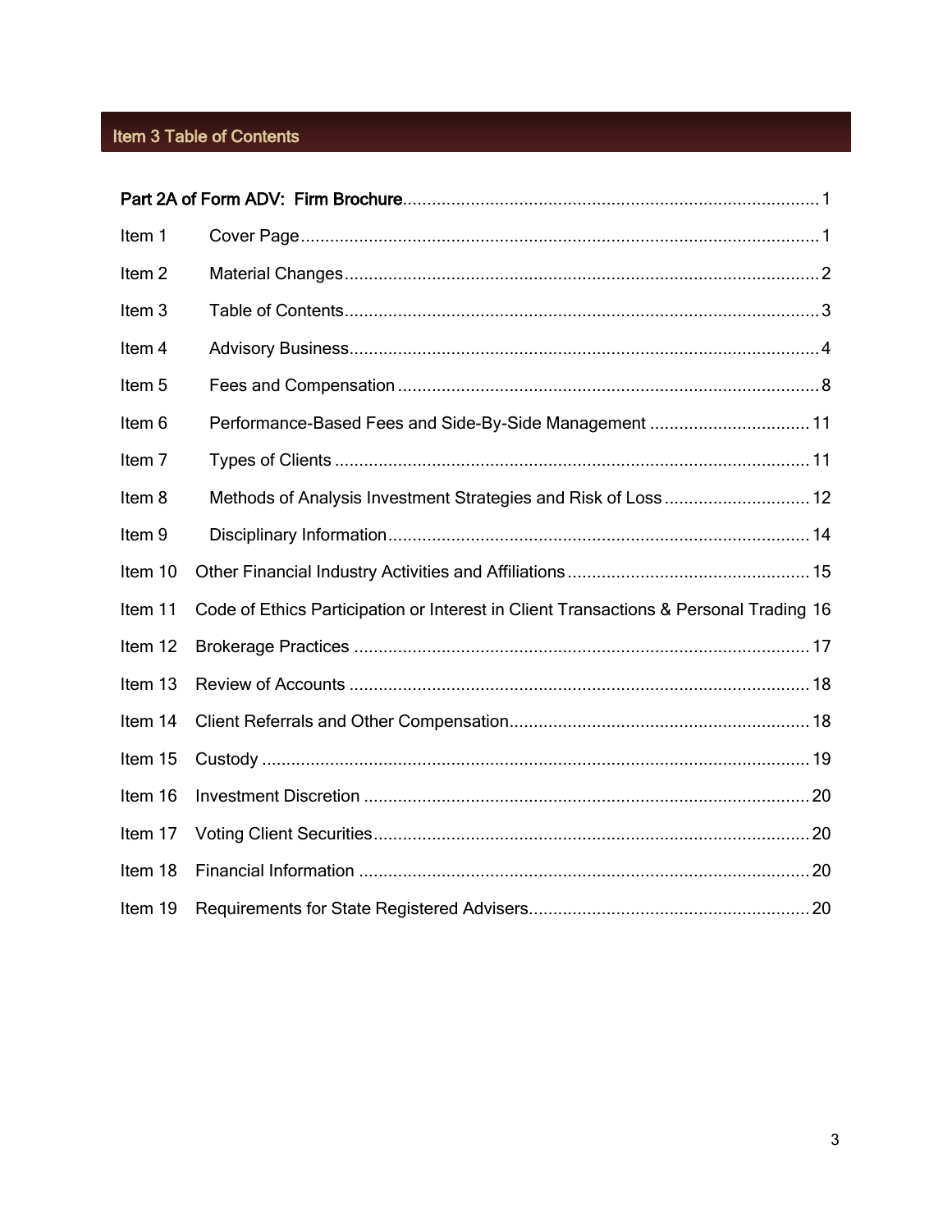## Item 3 Table of Contents

| | | |
|---|---|---|
| **Part 2A of Form ADV: Firm Brochure** | | 1 |
| Item 1 | Cover Page | 1 |
| Item 2 | Material Changes | 2 |
| Item 3 | Table of Contents | 3 |
| Item 4 | Advisory Business | 4 |
| Item 5 | Fees and Compensation | 8 |
| Item 6 | Performance-Based Fees and Side-By-Side Management | 11 |
| Item 7 | Types of Clients | 11 |
| Item 8 | Methods of Analysis Investment Strategies and Risk of Loss | 12 |
| Item 9 | Disciplinary Information | 14 |
| Item 10 | Other Financial Industry Activities and Affiliations | 15 |
| Item 11 | Code of Ethics Participation or Interest in Client Transactions & Personal Trading | 16 |
| Item 12 | Brokerage Practices | 17 |
| Item 13 | Review of Accounts | 18 |
| Item 14 | Client Referrals and Other Compensation | 18 |
| Item 15 | Custody | 19 |
| Item 16 | Investment Discretion | 20 |
| Item 17 | Voting Client Securities | 20 |
| Item 18 | Financial Information | 20 |
| Item 19 | Requirements for State Registered Advisers | 20 |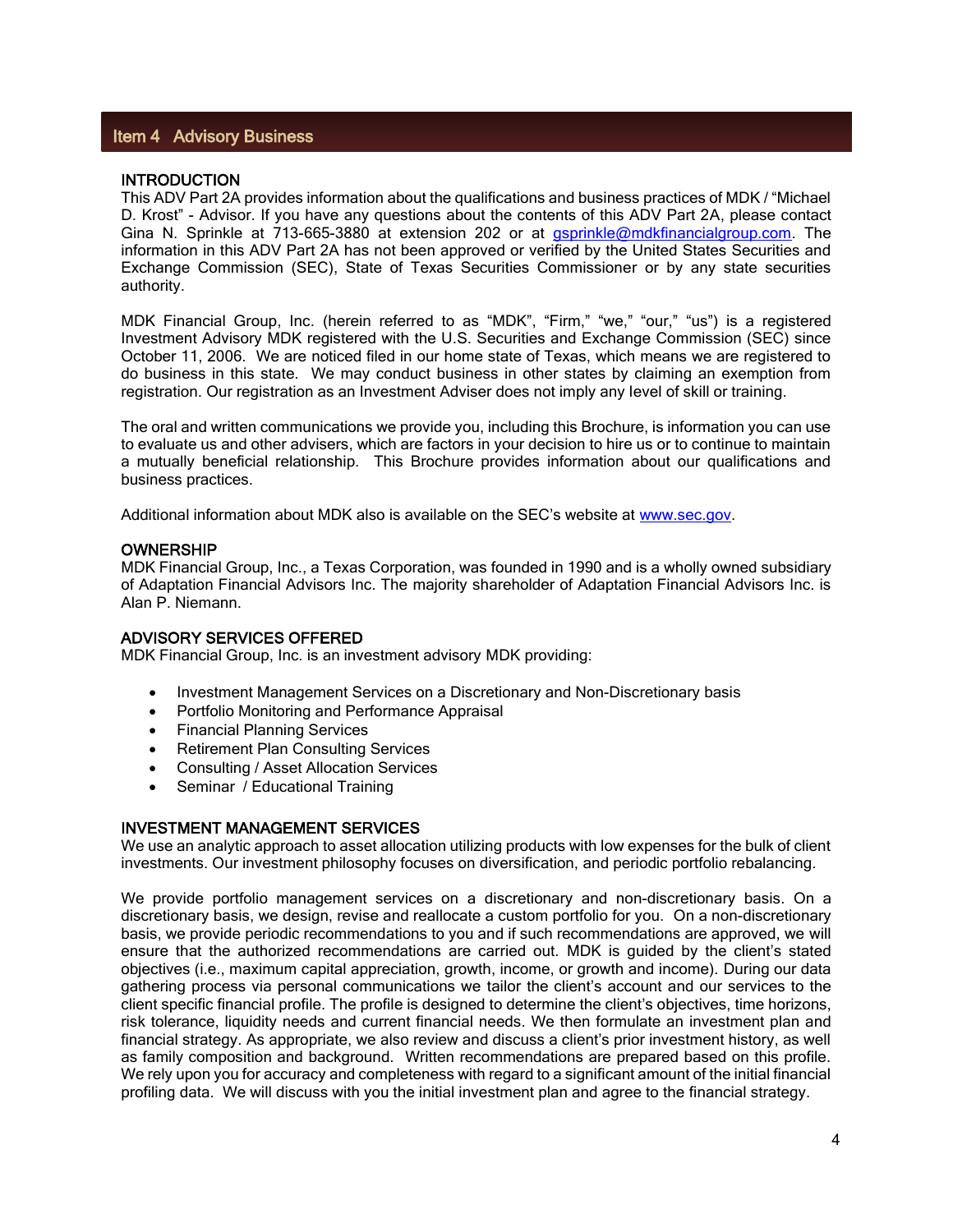## Item 4 Advisory Business

### INTRODUCTION

This ADV Part 2A provides information about the qualifications and business practices of MDK / "Michael D. Krost" - Advisor. If you have any questions about the contents of this ADV Part 2A, please contact Gina N. Sprinkle at 713-665-3880 at extension 202 or at gsprinkle@mdkfinancialgroup.com. The information in this ADV Part 2A has not been approved or verified by the United States Securities and Exchange Commission (SEC), State of Texas Securities Commissioner or by any state securities authority.

MDK Financial Group, Inc. (herein referred to as "MDK", "Firm," "we," "our," "us") is a registered Investment Advisory MDK registered with the U.S. Securities and Exchange Commission (SEC) since October 11, 2006. We are noticed filed in our home state of Texas, which means we are registered to do business in this state. We may conduct business in other states by claiming an exemption from registration. Our registration as an Investment Adviser does not imply any level of skill or training.

The oral and written communications we provide you, including this Brochure, is information you can use to evaluate us and other advisers, which are factors in your decision to hire us or to continue to maintain a mutually beneficial relationship. This Brochure provides information about our qualifications and business practices.

Additional information about MDK also is available on the SEC's website at www.sec.gov.

### OWNERSHIP

MDK Financial Group, Inc., a Texas Corporation, was founded in 1990 and is a wholly owned subsidiary of Adaptation Financial Advisors Inc. The majority shareholder of Adaptation Financial Advisors Inc. is Alan P. Niemann.

### ADVISORY SERVICES OFFERED

MDK Financial Group, Inc. is an investment advisory MDK providing:

- Investment Management Services on a Discretionary and Non-Discretionary basis
- Portfolio Monitoring and Performance Appraisal
- Financial Planning Services
- Retirement Plan Consulting Services
- Consulting / Asset Allocation Services
- Seminar / Educational Training

### INVESTMENT MANAGEMENT SERVICES

We use an analytic approach to asset allocation utilizing products with low expenses for the bulk of client investments. Our investment philosophy focuses on diversification, and periodic portfolio rebalancing.

We provide portfolio management services on a discretionary and non-discretionary basis. On a discretionary basis, we design, revise and reallocate a custom portfolio for you. On a non-discretionary basis, we provide periodic recommendations to you and if such recommendations are approved, we will ensure that the authorized recommendations are carried out. MDK is guided by the client's stated objectives (i.e., maximum capital appreciation, growth, income, or growth and income). During our data gathering process via personal communications we tailor the client's account and our services to the client specific financial profile. The profile is designed to determine the client's objectives, time horizons, risk tolerance, liquidity needs and current financial needs. We then formulate an investment plan and financial strategy. As appropriate, we also review and discuss a client's prior investment history, as well as family composition and background. Written recommendations are prepared based on this profile. We rely upon you for accuracy and completeness with regard to a significant amount of the initial financial profiling data. We will discuss with you the initial investment plan and agree to the financial strategy.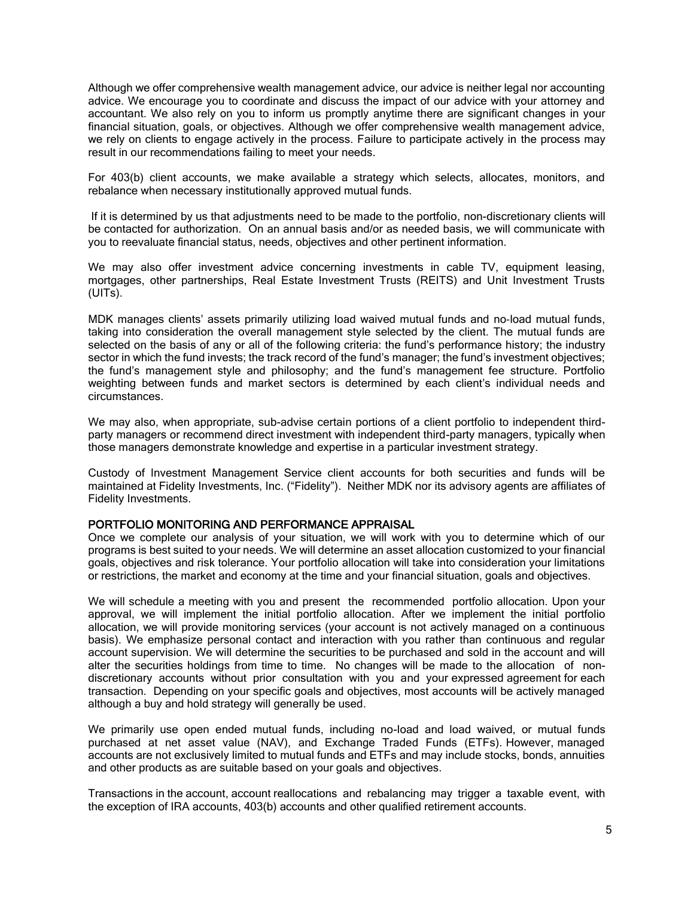Although we offer comprehensive wealth management advice, our advice is neither legal nor accounting advice. We encourage you to coordinate and discuss the impact of our advice with your attorney and accountant. We also rely on you to inform us promptly anytime there are significant changes in your financial situation, goals, or objectives. Although we offer comprehensive wealth management advice, we rely on clients to engage actively in the process. Failure to participate actively in the process may result in our recommendations failing to meet your needs.

For 403(b) client accounts, we make available a strategy which selects, allocates, monitors, and rebalance when necessary institutionally approved mutual funds.

If it is determined by us that adjustments need to be made to the portfolio, non-discretionary clients will be contacted for authorization. On an annual basis and/or as needed basis, we will communicate with you to reevaluate financial status, needs, objectives and other pertinent information.

We may also offer investment advice concerning investments in cable TV, equipment leasing, mortgages, other partnerships, Real Estate Investment Trusts (REITS) and Unit Investment Trusts (UITs).

MDK manages clients' assets primarily utilizing load waived mutual funds and no-load mutual funds, taking into consideration the overall management style selected by the client. The mutual funds are selected on the basis of any or all of the following criteria: the fund's performance history; the industry sector in which the fund invests; the track record of the fund's manager; the fund's investment objectives; the fund's management style and philosophy; and the fund's management fee structure. Portfolio weighting between funds and market sectors is determined by each client's individual needs and circumstances.

We may also, when appropriate, sub-advise certain portions of a client portfolio to independent third-party managers or recommend direct investment with independent third-party managers, typically when those managers demonstrate knowledge and expertise in a particular investment strategy.

Custody of Investment Management Service client accounts for both securities and funds will be maintained at Fidelity Investments, Inc. ("Fidelity"). Neither MDK nor its advisory agents are affiliates of Fidelity Investments.

## PORTFOLIO MONITORING AND PERFORMANCE APPRAISAL

Once we complete our analysis of your situation, we will work with you to determine which of our programs is best suited to your needs. We will determine an asset allocation customized to your financial goals, objectives and risk tolerance. Your portfolio allocation will take into consideration your limitations or restrictions, the market and economy at the time and your financial situation, goals and objectives.

We will schedule a meeting with you and present the recommended portfolio allocation. Upon your approval, we will implement the initial portfolio allocation. After we implement the initial portfolio allocation, we will provide monitoring services (your account is not actively managed on a continuous basis). We emphasize personal contact and interaction with you rather than continuous and regular account supervision. We will determine the securities to be purchased and sold in the account and will alter the securities holdings from time to time. No changes will be made to the allocation of non-discretionary accounts without prior consultation with you and your expressed agreement for each transaction. Depending on your specific goals and objectives, most accounts will be actively managed although a buy and hold strategy will generally be used.

We primarily use open ended mutual funds, including no-load and load waived, or mutual funds purchased at net asset value (NAV), and Exchange Traded Funds (ETFs). However, managed accounts are not exclusively limited to mutual funds and ETFs and may include stocks, bonds, annuities and other products as are suitable based on your goals and objectives.

Transactions in the account, account reallocations and rebalancing may trigger a taxable event, with the exception of IRA accounts, 403(b) accounts and other qualified retirement accounts.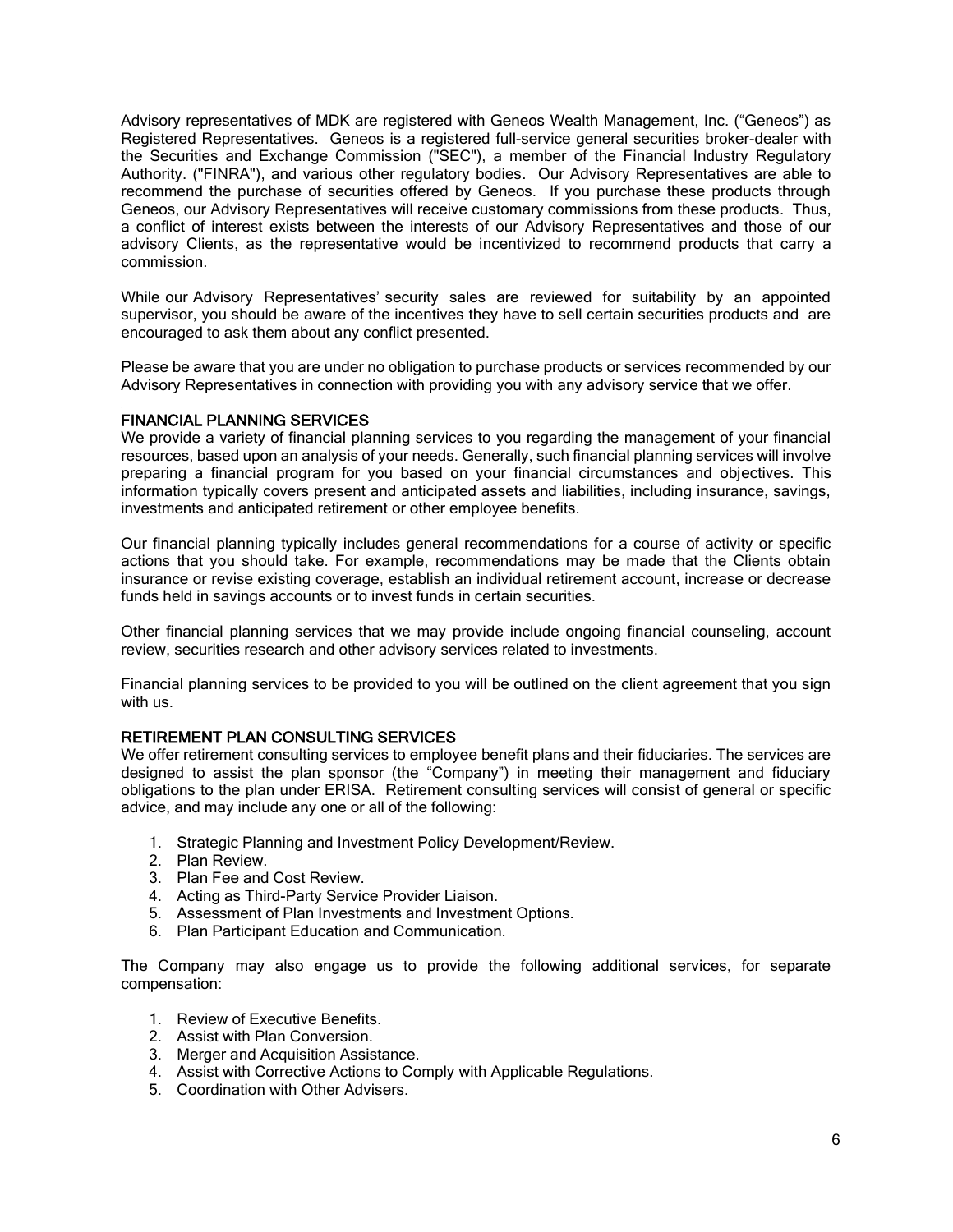Advisory representatives of MDK are registered with Geneos Wealth Management, Inc. ("Geneos") as Registered Representatives. Geneos is a registered full-service general securities broker-dealer with the Securities and Exchange Commission ("SEC"), a member of the Financial Industry Regulatory Authority. ("FINRA"), and various other regulatory bodies. Our Advisory Representatives are able to recommend the purchase of securities offered by Geneos. If you purchase these products through Geneos, our Advisory Representatives will receive customary commissions from these products. Thus, a conflict of interest exists between the interests of our Advisory Representatives and those of our advisory Clients, as the representative would be incentivized to recommend products that carry a commission.

While our Advisory Representatives' security sales are reviewed for suitability by an appointed supervisor, you should be aware of the incentives they have to sell certain securities products and are encouraged to ask them about any conflict presented.

Please be aware that you are under no obligation to purchase products or services recommended by our Advisory Representatives in connection with providing you with any advisory service that we offer.

## FINANCIAL PLANNING SERVICES

We provide a variety of financial planning services to you regarding the management of your financial resources, based upon an analysis of your needs. Generally, such financial planning services will involve preparing a financial program for you based on your financial circumstances and objectives. This information typically covers present and anticipated assets and liabilities, including insurance, savings, investments and anticipated retirement or other employee benefits.

Our financial planning typically includes general recommendations for a course of activity or specific actions that you should take. For example, recommendations may be made that the Clients obtain insurance or revise existing coverage, establish an individual retirement account, increase or decrease funds held in savings accounts or to invest funds in certain securities.

Other financial planning services that we may provide include ongoing financial counseling, account review, securities research and other advisory services related to investments.

Financial planning services to be provided to you will be outlined on the client agreement that you sign with us.

## RETIREMENT PLAN CONSULTING SERVICES

We offer retirement consulting services to employee benefit plans and their fiduciaries. The services are designed to assist the plan sponsor (the "Company") in meeting their management and fiduciary obligations to the plan under ERISA. Retirement consulting services will consist of general or specific advice, and may include any one or all of the following:

1. Strategic Planning and Investment Policy Development/Review.
2. Plan Review.
3. Plan Fee and Cost Review.
4. Acting as Third-Party Service Provider Liaison.
5. Assessment of Plan Investments and Investment Options.
6. Plan Participant Education and Communication.

The Company may also engage us to provide the following additional services, for separate compensation:

1. Review of Executive Benefits.
2. Assist with Plan Conversion.
3. Merger and Acquisition Assistance.
4. Assist with Corrective Actions to Comply with Applicable Regulations.
5. Coordination with Other Advisers.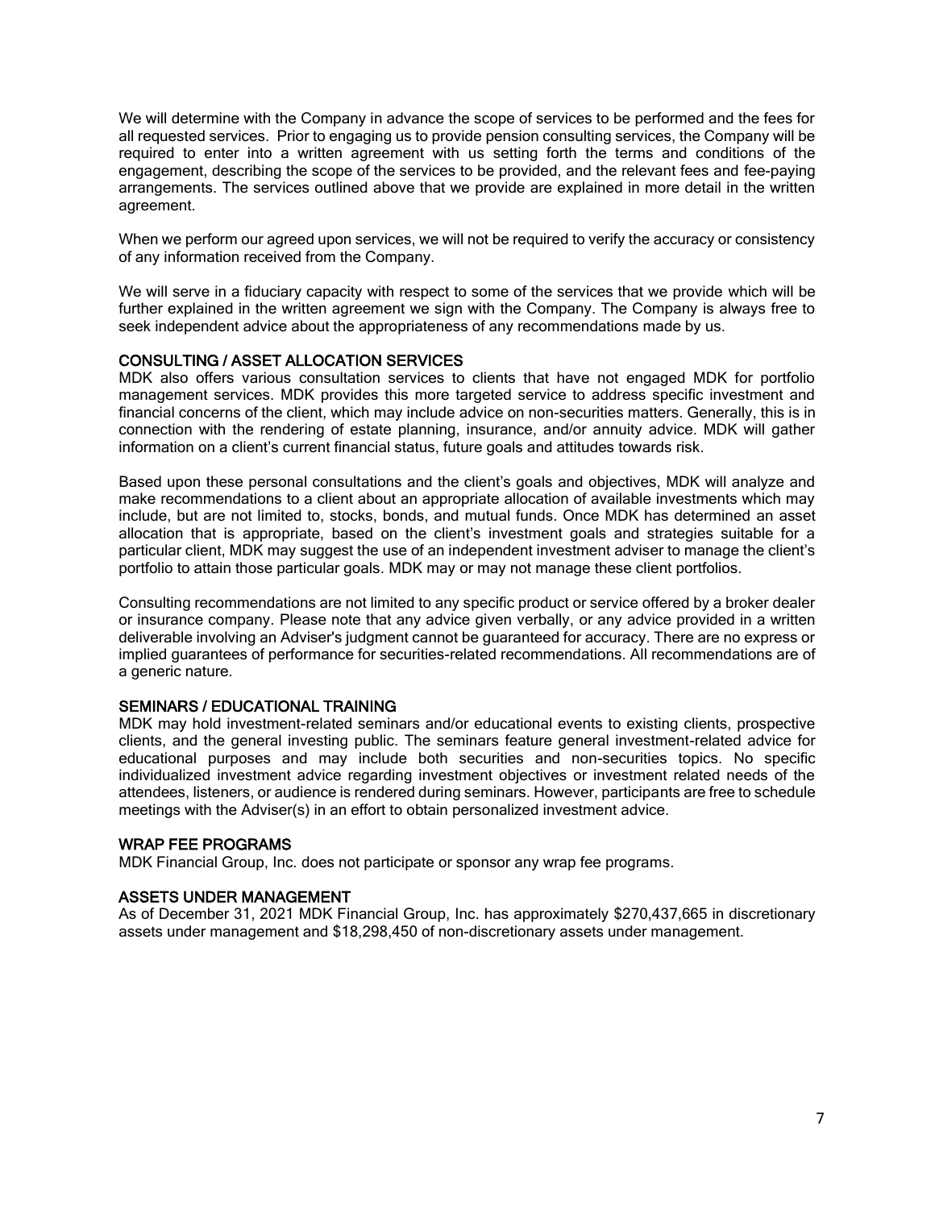We will determine with the Company in advance the scope of services to be performed and the fees for all requested services. Prior to engaging us to provide pension consulting services, the Company will be required to enter into a written agreement with us setting forth the terms and conditions of the engagement, describing the scope of the services to be provided, and the relevant fees and fee-paying arrangements. The services outlined above that we provide are explained in more detail in the written agreement.

When we perform our agreed upon services, we will not be required to verify the accuracy or consistency of any information received from the Company.

We will serve in a fiduciary capacity with respect to some of the services that we provide which will be further explained in the written agreement we sign with the Company. The Company is always free to seek independent advice about the appropriateness of any recommendations made by us.

## CONSULTING / ASSET ALLOCATION SERVICES

MDK also offers various consultation services to clients that have not engaged MDK for portfolio management services. MDK provides this more targeted service to address specific investment and financial concerns of the client, which may include advice on non-securities matters. Generally, this is in connection with the rendering of estate planning, insurance, and/or annuity advice. MDK will gather information on a client's current financial status, future goals and attitudes towards risk.

Based upon these personal consultations and the client's goals and objectives, MDK will analyze and make recommendations to a client about an appropriate allocation of available investments which may include, but are not limited to, stocks, bonds, and mutual funds. Once MDK has determined an asset allocation that is appropriate, based on the client's investment goals and strategies suitable for a particular client, MDK may suggest the use of an independent investment adviser to manage the client's portfolio to attain those particular goals. MDK may or may not manage these client portfolios.

Consulting recommendations are not limited to any specific product or service offered by a broker dealer or insurance company. Please note that any advice given verbally, or any advice provided in a written deliverable involving an Adviser's judgment cannot be guaranteed for accuracy. There are no express or implied guarantees of performance for securities-related recommendations. All recommendations are of a generic nature.

## SEMINARS / EDUCATIONAL TRAINING

MDK may hold investment-related seminars and/or educational events to existing clients, prospective clients, and the general investing public. The seminars feature general investment-related advice for educational purposes and may include both securities and non-securities topics. No specific individualized investment advice regarding investment objectives or investment related needs of the attendees, listeners, or audience is rendered during seminars. However, participants are free to schedule meetings with the Adviser(s) in an effort to obtain personalized investment advice.

## WRAP FEE PROGRAMS

MDK Financial Group, Inc. does not participate or sponsor any wrap fee programs.

## ASSETS UNDER MANAGEMENT

As of December 31, 2021 MDK Financial Group, Inc. has approximately $270,437,665 in discretionary assets under management and $18,298,450 of non-discretionary assets under management.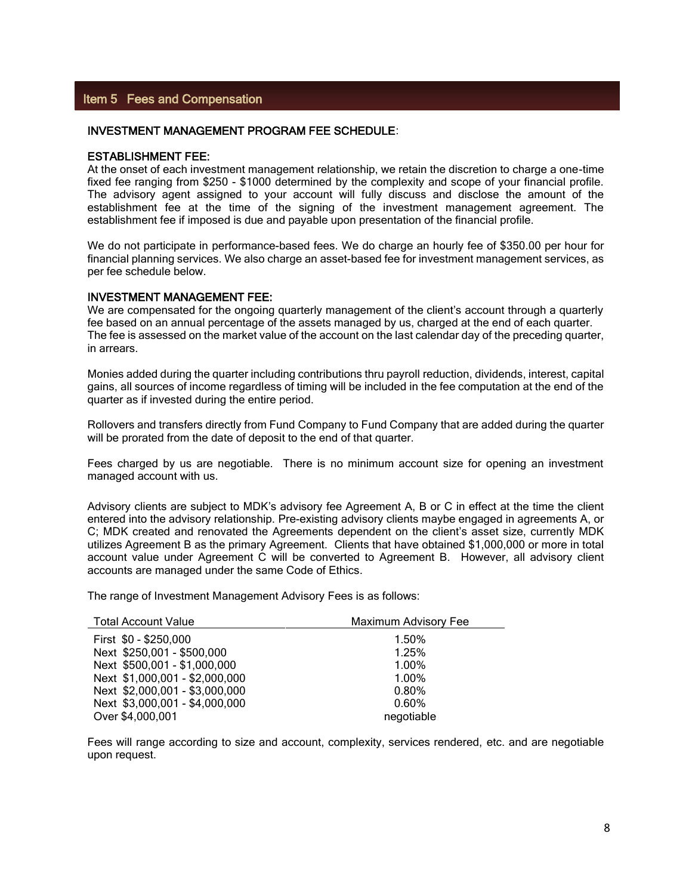## Item 5 Fees and Compensation

**INVESTMENT MANAGEMENT PROGRAM FEE SCHEDULE**:

**ESTABLISHMENT FEE:**
At the onset of each investment management relationship, we retain the discretion to charge a one-time fixed fee ranging from $250 - $1000 determined by the complexity and scope of your financial profile. The advisory agent assigned to your account will fully discuss and disclose the amount of the establishment fee at the time of the signing of the investment management agreement. The establishment fee if imposed is due and payable upon presentation of the financial profile.

We do not participate in performance-based fees. We do charge an hourly fee of $350.00 per hour for financial planning services. We also charge an asset-based fee for investment management services, as per fee schedule below.

**INVESTMENT MANAGEMENT FEE:**
We are compensated for the ongoing quarterly management of the client's account through a quarterly fee based on an annual percentage of the assets managed by us, charged at the end of each quarter. The fee is assessed on the market value of the account on the last calendar day of the preceding quarter, in arrears.

Monies added during the quarter including contributions thru payroll reduction, dividends, interest, capital gains, all sources of income regardless of timing will be included in the fee computation at the end of the quarter as if invested during the entire period.

Rollovers and transfers directly from Fund Company to Fund Company that are added during the quarter will be prorated from the date of deposit to the end of that quarter.

Fees charged by us are negotiable. There is no minimum account size for opening an investment managed account with us.

Advisory clients are subject to MDK's advisory fee Agreement A, B or C in effect at the time the client entered into the advisory relationship. Pre-existing advisory clients maybe engaged in agreements A, or C; MDK created and renovated the Agreements dependent on the client's asset size, currently MDK utilizes Agreement B as the primary Agreement. Clients that have obtained $1,000,000 or more in total account value under Agreement C will be converted to Agreement B. However, all advisory client accounts are managed under the same Code of Ethics.

The range of Investment Management Advisory Fees is as follows:

| Total Account Value | Maximum Advisory Fee |
|---|---|
| First $0 - $250,000 | 1.50% |
| Next $250,001 - $500,000 | 1.25% |
| Next $500,001 - $1,000,000 | 1.00% |
| Next $1,000,001 - $2,000,000 | 1.00% |
| Next $2,000,001 - $3,000,000 | 0.80% |
| Next $3,000,001 - $4,000,000 | 0.60% |
| Over $4,000,001 | negotiable |

Fees will range according to size and account, complexity, services rendered, etc. and are negotiable upon request.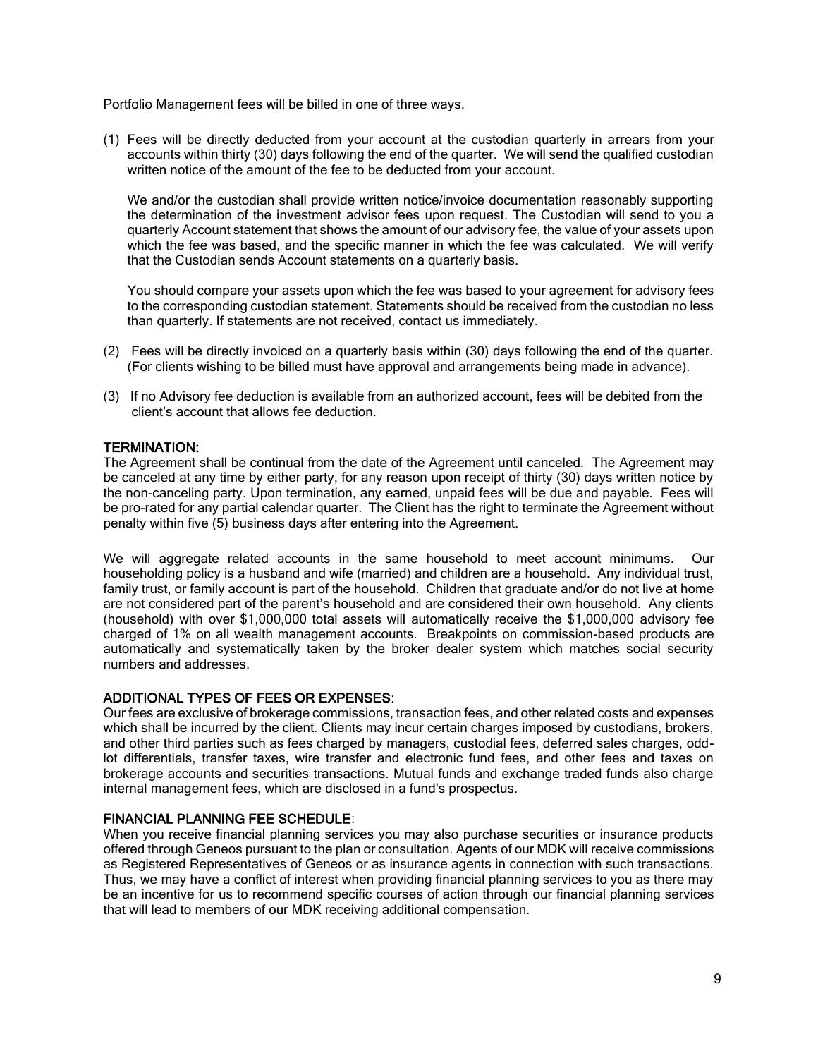Portfolio Management fees will be billed in one of three ways.

(1) Fees will be directly deducted from your account at the custodian quarterly in arrears from your accounts within thirty (30) days following the end of the quarter. We will send the qualified custodian written notice of the amount of the fee to be deducted from your account.

We and/or the custodian shall provide written notice/invoice documentation reasonably supporting the determination of the investment advisor fees upon request. The Custodian will send to you a quarterly Account statement that shows the amount of our advisory fee, the value of your assets upon which the fee was based, and the specific manner in which the fee was calculated. We will verify that the Custodian sends Account statements on a quarterly basis.

You should compare your assets upon which the fee was based to your agreement for advisory fees to the corresponding custodian statement. Statements should be received from the custodian no less than quarterly. If statements are not received, contact us immediately.

(2) Fees will be directly invoiced on a quarterly basis within (30) days following the end of the quarter. (For clients wishing to be billed must have approval and arrangements being made in advance).

(3) If no Advisory fee deduction is available from an authorized account, fees will be debited from the client's account that allows fee deduction.

## TERMINATION:

The Agreement shall be continual from the date of the Agreement until canceled. The Agreement may be canceled at any time by either party, for any reason upon receipt of thirty (30) days written notice by the non-canceling party. Upon termination, any earned, unpaid fees will be due and payable. Fees will be pro-rated for any partial calendar quarter. The Client has the right to terminate the Agreement without penalty within five (5) business days after entering into the Agreement.

We will aggregate related accounts in the same household to meet account minimums. Our householding policy is a husband and wife (married) and children are a household. Any individual trust, family trust, or family account is part of the household. Children that graduate and/or do not live at home are not considered part of the parent's household and are considered their own household. Any clients (household) with over $1,000,000 total assets will automatically receive the $1,000,000 advisory fee charged of 1% on all wealth management accounts. Breakpoints on commission-based products are automatically and systematically taken by the broker dealer system which matches social security numbers and addresses.

## ADDITIONAL TYPES OF FEES OR EXPENSES:

Our fees are exclusive of brokerage commissions, transaction fees, and other related costs and expenses which shall be incurred by the client. Clients may incur certain charges imposed by custodians, brokers, and other third parties such as fees charged by managers, custodial fees, deferred sales charges, odd-lot differentials, transfer taxes, wire transfer and electronic fund fees, and other fees and taxes on brokerage accounts and securities transactions. Mutual funds and exchange traded funds also charge internal management fees, which are disclosed in a fund's prospectus.

## FINANCIAL PLANNING FEE SCHEDULE:

When you receive financial planning services you may also purchase securities or insurance products offered through Geneos pursuant to the plan or consultation. Agents of our MDK will receive commissions as Registered Representatives of Geneos or as insurance agents in connection with such transactions. Thus, we may have a conflict of interest when providing financial planning services to you as there may be an incentive for us to recommend specific courses of action through our financial planning services that will lead to members of our MDK receiving additional compensation.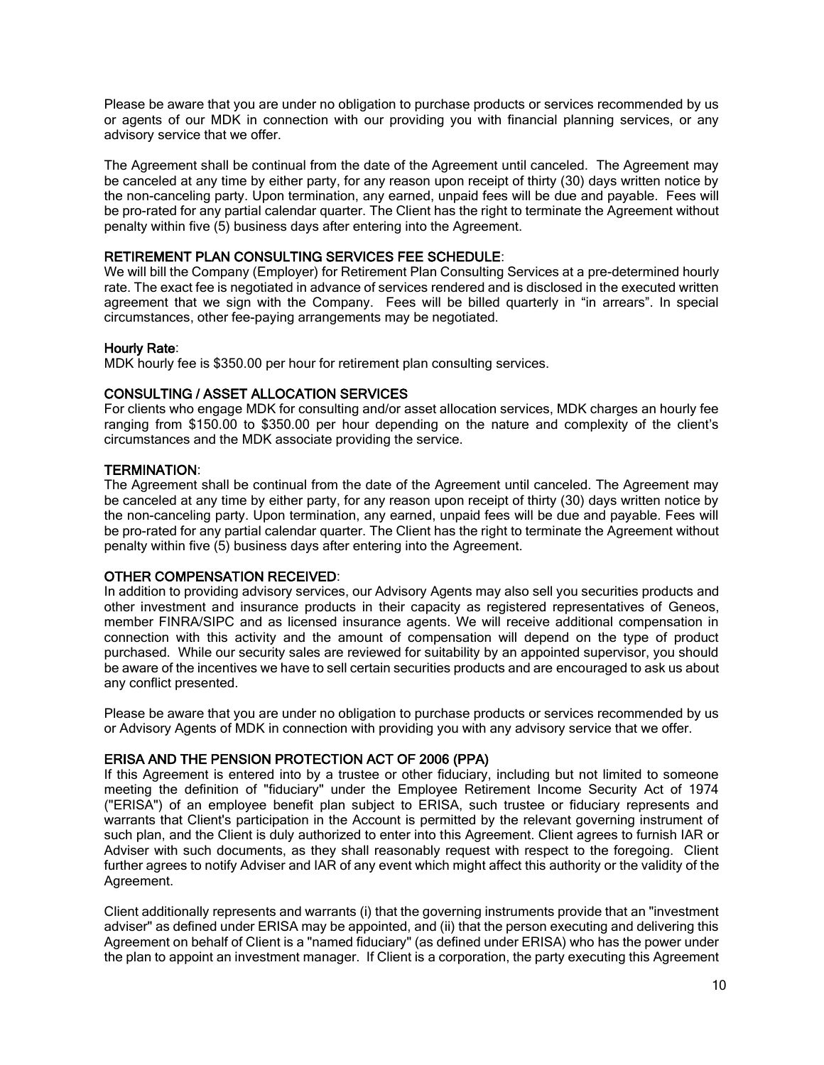Please be aware that you are under no obligation to purchase products or services recommended by us or agents of our MDK in connection with our providing you with financial planning services, or any advisory service that we offer.

The Agreement shall be continual from the date of the Agreement until canceled. The Agreement may be canceled at any time by either party, for any reason upon receipt of thirty (30) days written notice by the non-canceling party. Upon termination, any earned, unpaid fees will be due and payable. Fees will be pro-rated for any partial calendar quarter. The Client has the right to terminate the Agreement without penalty within five (5) business days after entering into the Agreement.

**RETIREMENT PLAN CONSULTING SERVICES FEE SCHEDULE**:

We will bill the Company (Employer) for Retirement Plan Consulting Services at a pre-determined hourly rate. The exact fee is negotiated in advance of services rendered and is disclosed in the executed written agreement that we sign with the Company. Fees will be billed quarterly in "in arrears". In special circumstances, other fee-paying arrangements may be negotiated.

**Hourly Rate**:

MDK hourly fee is $350.00 per hour for retirement plan consulting services.

**CONSULTING / ASSET ALLOCATION SERVICES**

For clients who engage MDK for consulting and/or asset allocation services, MDK charges an hourly fee ranging from $150.00 to $350.00 per hour depending on the nature and complexity of the client's circumstances and the MDK associate providing the service.

**TERMINATION**:

The Agreement shall be continual from the date of the Agreement until canceled. The Agreement may be canceled at any time by either party, for any reason upon receipt of thirty (30) days written notice by the non-canceling party. Upon termination, any earned, unpaid fees will be due and payable. Fees will be pro-rated for any partial calendar quarter. The Client has the right to terminate the Agreement without penalty within five (5) business days after entering into the Agreement.

**OTHER COMPENSATION RECEIVED**:

In addition to providing advisory services, our Advisory Agents may also sell you securities products and other investment and insurance products in their capacity as registered representatives of Geneos, member FINRA/SIPC and as licensed insurance agents. We will receive additional compensation in connection with this activity and the amount of compensation will depend on the type of product purchased. While our security sales are reviewed for suitability by an appointed supervisor, you should be aware of the incentives we have to sell certain securities products and are encouraged to ask us about any conflict presented.

Please be aware that you are under no obligation to purchase products or services recommended by us or Advisory Agents of MDK in connection with providing you with any advisory service that we offer.

**ERISA AND THE PENSION PROTECTION ACT OF 2006 (PPA)**

If this Agreement is entered into by a trustee or other fiduciary, including but not limited to someone meeting the definition of "fiduciary" under the Employee Retirement Income Security Act of 1974 ("ERISA") of an employee benefit plan subject to ERISA, such trustee or fiduciary represents and warrants that Client's participation in the Account is permitted by the relevant governing instrument of such plan, and the Client is duly authorized to enter into this Agreement. Client agrees to furnish IAR or Adviser with such documents, as they shall reasonably request with respect to the foregoing. Client further agrees to notify Adviser and IAR of any event which might affect this authority or the validity of the Agreement.

Client additionally represents and warrants (i) that the governing instruments provide that an "investment adviser" as defined under ERISA may be appointed, and (ii) that the person executing and delivering this Agreement on behalf of Client is a "named fiduciary" (as defined under ERISA) who has the power under the plan to appoint an investment manager. If Client is a corporation, the party executing this Agreement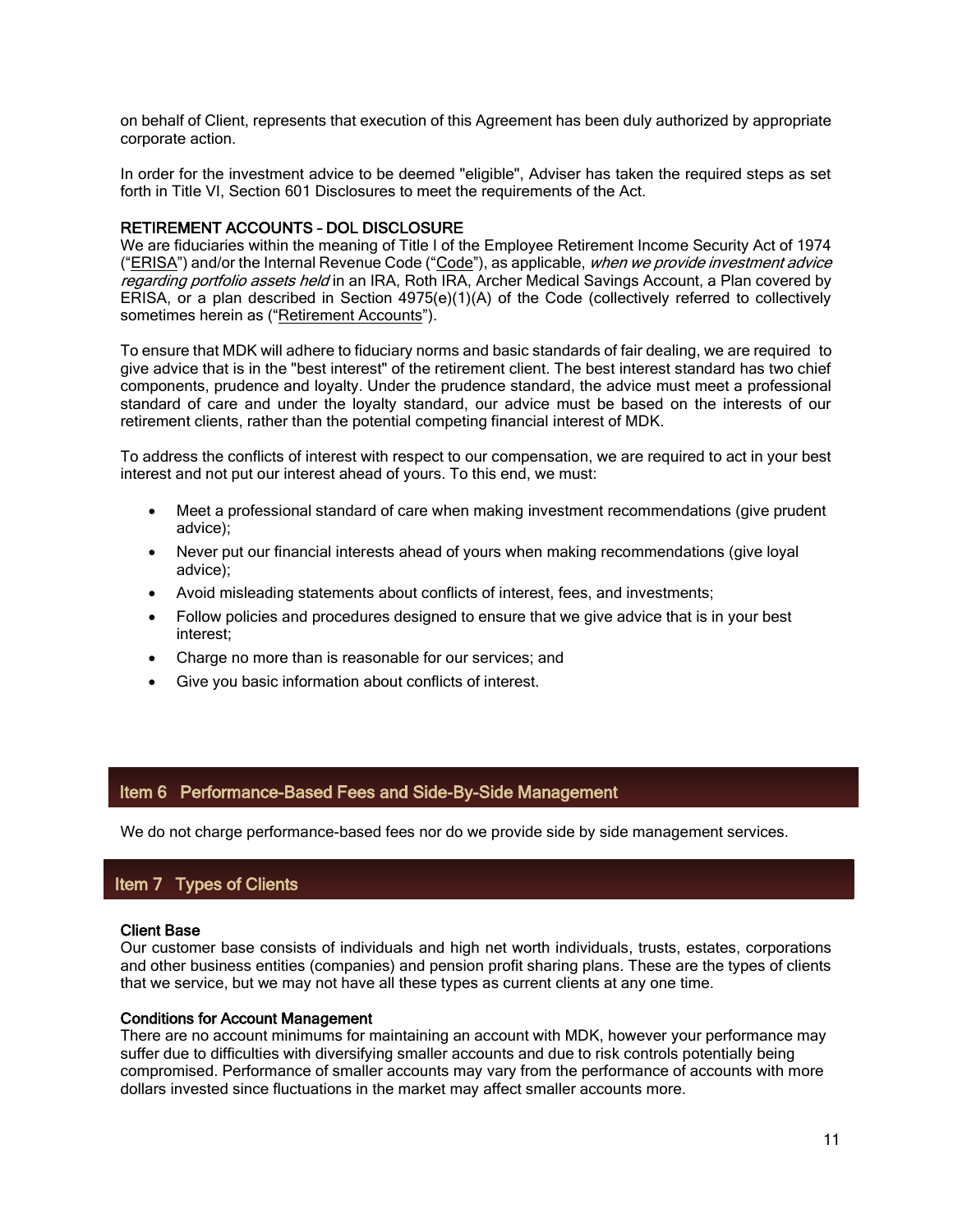on behalf of Client, represents that execution of this Agreement has been duly authorized by appropriate corporate action.

In order for the investment advice to be deemed "eligible", Adviser has taken the required steps as set forth in Title VI, Section 601 Disclosures to meet the requirements of the Act.

### RETIREMENT ACCOUNTS – DOL DISCLOSURE

We are fiduciaries within the meaning of Title I of the Employee Retirement Income Security Act of 1974 ("ERISA") and/or the Internal Revenue Code ("Code"), as applicable, *when we provide investment advice regarding portfolio assets held* in an IRA, Roth IRA, Archer Medical Savings Account, a Plan covered by ERISA, or a plan described in Section 4975(e)(1)(A) of the Code (collectively referred to collectively sometimes herein as ("Retirement Accounts").

To ensure that MDK will adhere to fiduciary norms and basic standards of fair dealing, we are required to give advice that is in the "best interest" of the retirement client. The best interest standard has two chief components, prudence and loyalty. Under the prudence standard, the advice must meet a professional standard of care and under the loyalty standard, our advice must be based on the interests of our retirement clients, rather than the potential competing financial interest of MDK.

To address the conflicts of interest with respect to our compensation, we are required to act in your best interest and not put our interest ahead of yours. To this end, we must:

- Meet a professional standard of care when making investment recommendations (give prudent advice);
- Never put our financial interests ahead of yours when making recommendations (give loyal advice);
- Avoid misleading statements about conflicts of interest, fees, and investments;
- Follow policies and procedures designed to ensure that we give advice that is in your best interest;
- Charge no more than is reasonable for our services; and
- Give you basic information about conflicts of interest.

## Item 6 Performance-Based Fees and Side-By-Side Management

We do not charge performance-based fees nor do we provide side by side management services.

## Item 7 Types of Clients

### Client Base

Our customer base consists of individuals and high net worth individuals, trusts, estates, corporations and other business entities (companies) and pension profit sharing plans. These are the types of clients that we service, but we may not have all these types as current clients at any one time.

### Conditions for Account Management

There are no account minimums for maintaining an account with MDK, however your performance may suffer due to difficulties with diversifying smaller accounts and due to risk controls potentially being compromised. Performance of smaller accounts may vary from the performance of accounts with more dollars invested since fluctuations in the market may affect smaller accounts more.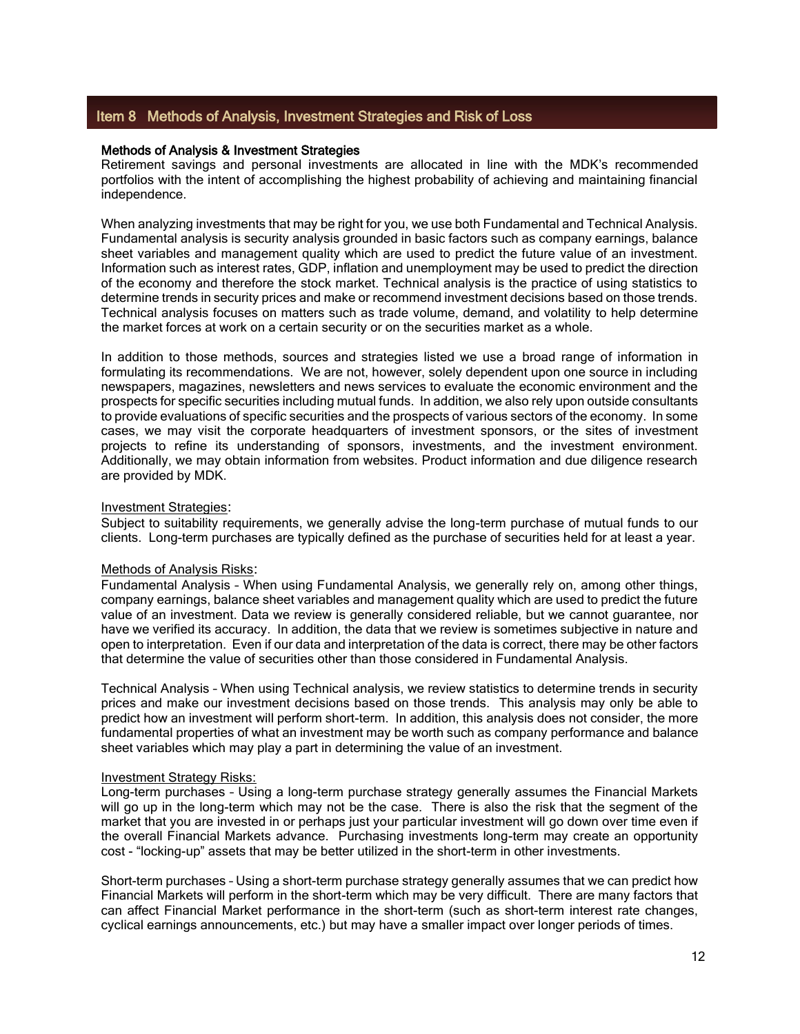## Item 8 Methods of Analysis, Investment Strategies and Risk of Loss

### Methods of Analysis & Investment Strategies

Retirement savings and personal investments are allocated in line with the MDK's recommended portfolios with the intent of accomplishing the highest probability of achieving and maintaining financial independence.

When analyzing investments that may be right for you, we use both Fundamental and Technical Analysis. Fundamental analysis is security analysis grounded in basic factors such as company earnings, balance sheet variables and management quality which are used to predict the future value of an investment. Information such as interest rates, GDP, inflation and unemployment may be used to predict the direction of the economy and therefore the stock market. Technical analysis is the practice of using statistics to determine trends in security prices and make or recommend investment decisions based on those trends. Technical analysis focuses on matters such as trade volume, demand, and volatility to help determine the market forces at work on a certain security or on the securities market as a whole.

In addition to those methods, sources and strategies listed we use a broad range of information in formulating its recommendations. We are not, however, solely dependent upon one source in including newspapers, magazines, newsletters and news services to evaluate the economic environment and the prospects for specific securities including mutual funds. In addition, we also rely upon outside consultants to provide evaluations of specific securities and the prospects of various sectors of the economy. In some cases, we may visit the corporate headquarters of investment sponsors, or the sites of investment projects to refine its understanding of sponsors, investments, and the investment environment. Additionally, we may obtain information from websites. Product information and due diligence research are provided by MDK.

Investment Strategies:

Subject to suitability requirements, we generally advise the long-term purchase of mutual funds to our clients. Long-term purchases are typically defined as the purchase of securities held for at least a year.

Methods of Analysis Risks:

Fundamental Analysis – When using Fundamental Analysis, we generally rely on, among other things, company earnings, balance sheet variables and management quality which are used to predict the future value of an investment. Data we review is generally considered reliable, but we cannot guarantee, nor have we verified its accuracy. In addition, the data that we review is sometimes subjective in nature and open to interpretation. Even if our data and interpretation of the data is correct, there may be other factors that determine the value of securities other than those considered in Fundamental Analysis.

Technical Analysis – When using Technical analysis, we review statistics to determine trends in security prices and make our investment decisions based on those trends. This analysis may only be able to predict how an investment will perform short-term. In addition, this analysis does not consider, the more fundamental properties of what an investment may be worth such as company performance and balance sheet variables which may play a part in determining the value of an investment.

Investment Strategy Risks:

Long-term purchases – Using a long-term purchase strategy generally assumes the Financial Markets will go up in the long-term which may not be the case. There is also the risk that the segment of the market that you are invested in or perhaps just your particular investment will go down over time even if the overall Financial Markets advance. Purchasing investments long-term may create an opportunity cost - "locking-up" assets that may be better utilized in the short-term in other investments.

Short-term purchases – Using a short-term purchase strategy generally assumes that we can predict how Financial Markets will perform in the short-term which may be very difficult. There are many factors that can affect Financial Market performance in the short-term (such as short-term interest rate changes, cyclical earnings announcements, etc.) but may have a smaller impact over longer periods of times.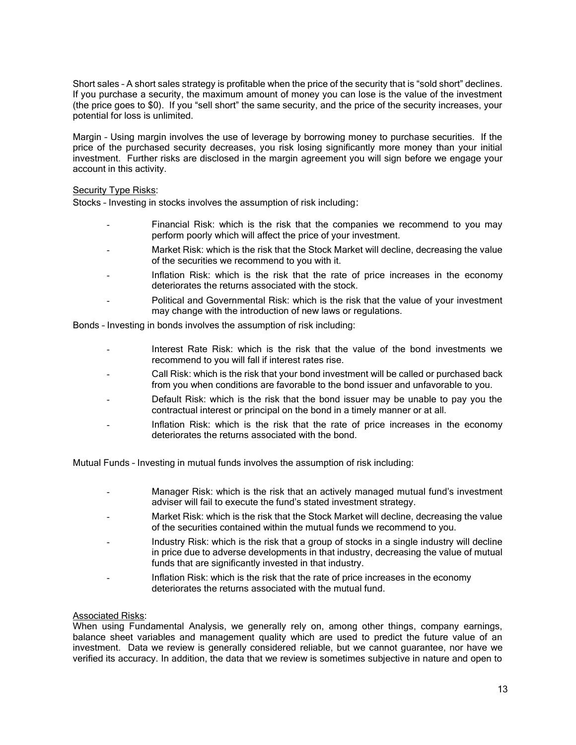Short sales – A short sales strategy is profitable when the price of the security that is "sold short" declines. If you purchase a security, the maximum amount of money you can lose is the value of the investment (the price goes to $0). If you "sell short" the same security, and the price of the security increases, your potential for loss is unlimited.

Margin – Using margin involves the use of leverage by borrowing money to purchase securities. If the price of the purchased security decreases, you risk losing significantly more money than your initial investment. Further risks are disclosed in the margin agreement you will sign before we engage your account in this activity.

Security Type Risks:

Stocks – Investing in stocks involves the assumption of risk including:

- Financial Risk: which is the risk that the companies we recommend to you may perform poorly which will affect the price of your investment.
- Market Risk: which is the risk that the Stock Market will decline, decreasing the value of the securities we recommend to you with it.
- Inflation Risk: which is the risk that the rate of price increases in the economy deteriorates the returns associated with the stock.
- Political and Governmental Risk: which is the risk that the value of your investment may change with the introduction of new laws or regulations.

Bonds – Investing in bonds involves the assumption of risk including:

- Interest Rate Risk: which is the risk that the value of the bond investments we recommend to you will fall if interest rates rise.
- Call Risk: which is the risk that your bond investment will be called or purchased back from you when conditions are favorable to the bond issuer and unfavorable to you.
- Default Risk: which is the risk that the bond issuer may be unable to pay you the contractual interest or principal on the bond in a timely manner or at all.
- Inflation Risk: which is the risk that the rate of price increases in the economy deteriorates the returns associated with the bond.

Mutual Funds – Investing in mutual funds involves the assumption of risk including:

- Manager Risk: which is the risk that an actively managed mutual fund's investment adviser will fail to execute the fund's stated investment strategy.
- Market Risk: which is the risk that the Stock Market will decline, decreasing the value of the securities contained within the mutual funds we recommend to you.
- Industry Risk: which is the risk that a group of stocks in a single industry will decline in price due to adverse developments in that industry, decreasing the value of mutual funds that are significantly invested in that industry.
- Inflation Risk: which is the risk that the rate of price increases in the economy deteriorates the returns associated with the mutual fund.

Associated Risks:

When using Fundamental Analysis, we generally rely on, among other things, company earnings, balance sheet variables and management quality which are used to predict the future value of an investment. Data we review is generally considered reliable, but we cannot guarantee, nor have we verified its accuracy. In addition, the data that we review is sometimes subjective in nature and open to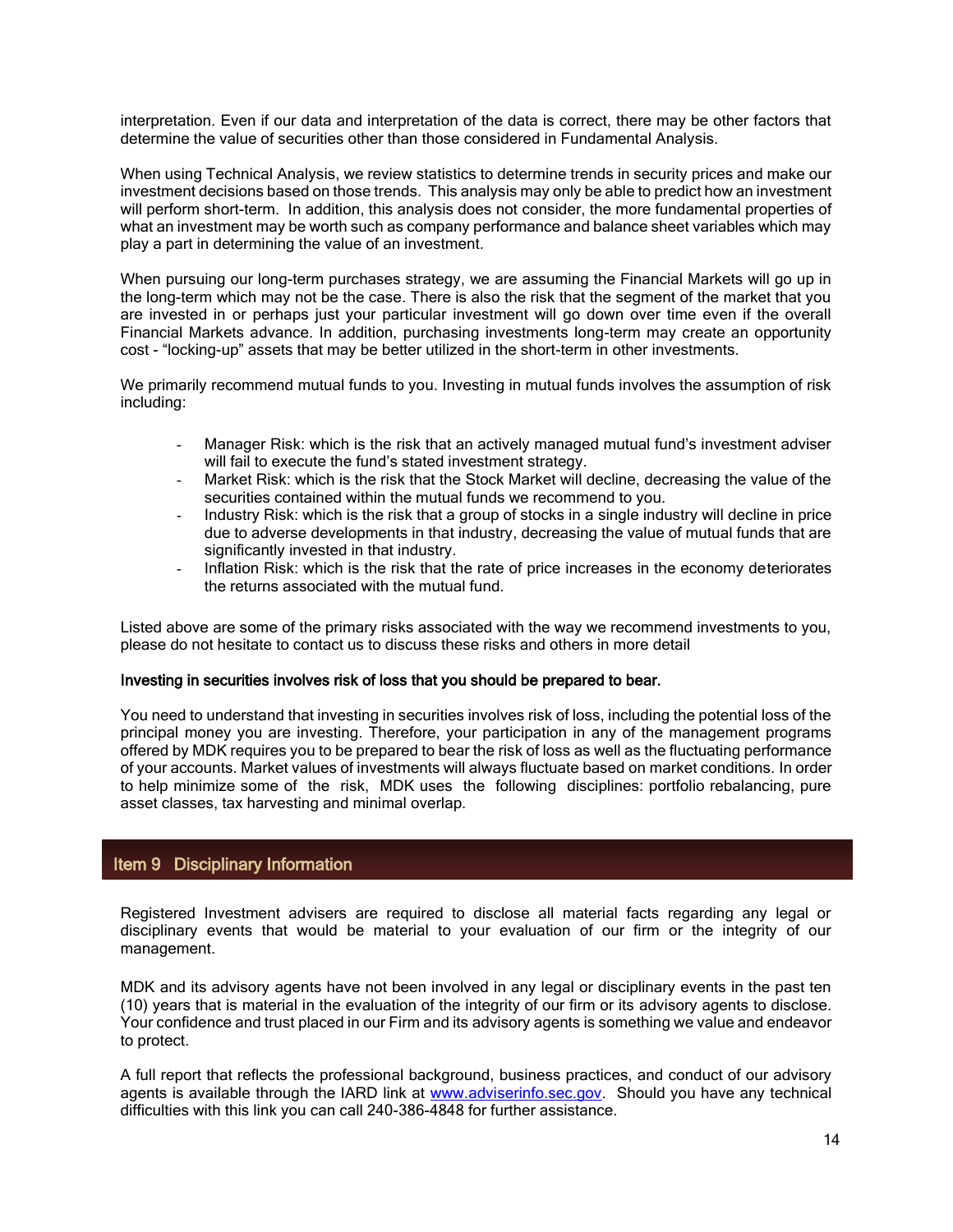interpretation. Even if our data and interpretation of the data is correct, there may be other factors that determine the value of securities other than those considered in Fundamental Analysis.

When using Technical Analysis, we review statistics to determine trends in security prices and make our investment decisions based on those trends. This analysis may only be able to predict how an investment will perform short-term. In addition, this analysis does not consider, the more fundamental properties of what an investment may be worth such as company performance and balance sheet variables which may play a part in determining the value of an investment.

When pursuing our long-term purchases strategy, we are assuming the Financial Markets will go up in the long-term which may not be the case. There is also the risk that the segment of the market that you are invested in or perhaps just your particular investment will go down over time even if the overall Financial Markets advance. In addition, purchasing investments long-term may create an opportunity cost - "locking-up" assets that may be better utilized in the short-term in other investments.

We primarily recommend mutual funds to you. Investing in mutual funds involves the assumption of risk including:

- Manager Risk: which is the risk that an actively managed mutual fund's investment adviser will fail to execute the fund's stated investment strategy.
- Market Risk: which is the risk that the Stock Market will decline, decreasing the value of the securities contained within the mutual funds we recommend to you.
- Industry Risk: which is the risk that a group of stocks in a single industry will decline in price due to adverse developments in that industry, decreasing the value of mutual funds that are significantly invested in that industry.
- Inflation Risk: which is the risk that the rate of price increases in the economy deteriorates the returns associated with the mutual fund.

Listed above are some of the primary risks associated with the way we recommend investments to you, please do not hesitate to contact us to discuss these risks and others in more detail

**Investing in securities involves risk of loss that you should be prepared to bear.**

You need to understand that investing in securities involves risk of loss, including the potential loss of the principal money you are investing. Therefore, your participation in any of the management programs offered by MDK requires you to be prepared to bear the risk of loss as well as the fluctuating performance of your accounts. Market values of investments will always fluctuate based on market conditions. In order to help minimize some of the risk, MDK uses the following disciplines: portfolio rebalancing, pure asset classes, tax harvesting and minimal overlap.

## Item 9 Disciplinary Information

Registered Investment advisers are required to disclose all material facts regarding any legal or disciplinary events that would be material to your evaluation of our firm or the integrity of our management.

MDK and its advisory agents have not been involved in any legal or disciplinary events in the past ten (10) years that is material in the evaluation of the integrity of our firm or its advisory agents to disclose. Your confidence and trust placed in our Firm and its advisory agents is something we value and endeavor to protect.

A full report that reflects the professional background, business practices, and conduct of our advisory agents is available through the IARD link at www.adviserinfo.sec.gov. Should you have any technical difficulties with this link you can call 240-386-4848 for further assistance.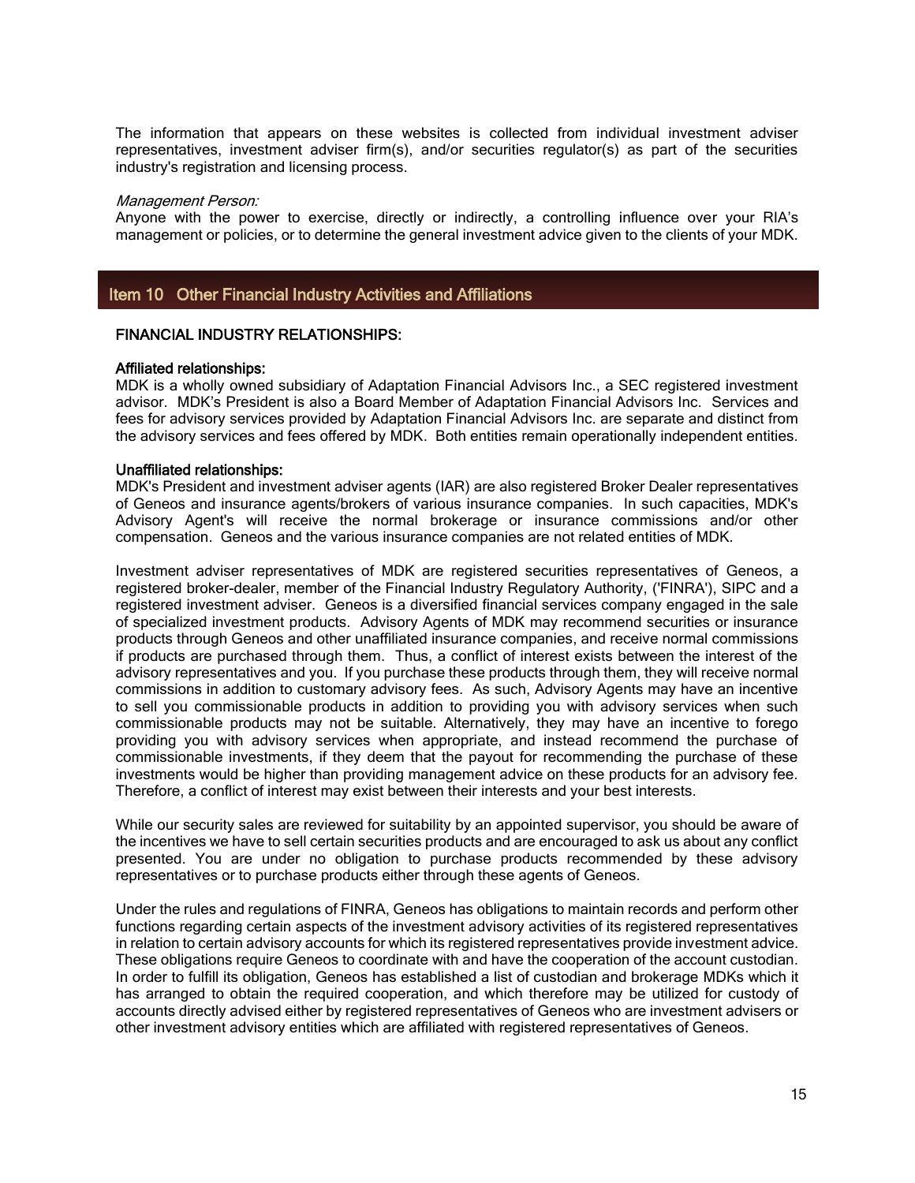The information that appears on these websites is collected from individual investment adviser representatives, investment adviser firm(s), and/or securities regulator(s) as part of the securities industry's registration and licensing process.

*Management Person:*
Anyone with the power to exercise, directly or indirectly, a controlling influence over your RIA's management or policies, or to determine the general investment advice given to the clients of your MDK.

## Item 10 Other Financial Industry Activities and Affiliations

### FINANCIAL INDUSTRY RELATIONSHIPS:

**Affiliated relationships:**
MDK is a wholly owned subsidiary of Adaptation Financial Advisors Inc., a SEC registered investment advisor. MDK's President is also a Board Member of Adaptation Financial Advisors Inc. Services and fees for advisory services provided by Adaptation Financial Advisors Inc. are separate and distinct from the advisory services and fees offered by MDK. Both entities remain operationally independent entities.

**Unaffiliated relationships:**
MDK's President and investment adviser agents (IAR) are also registered Broker Dealer representatives of Geneos and insurance agents/brokers of various insurance companies. In such capacities, MDK's Advisory Agent's will receive the normal brokerage or insurance commissions and/or other compensation. Geneos and the various insurance companies are not related entities of MDK.

Investment adviser representatives of MDK are registered securities representatives of Geneos, a registered broker-dealer, member of the Financial Industry Regulatory Authority, ('FINRA'), SIPC and a registered investment adviser. Geneos is a diversified financial services company engaged in the sale of specialized investment products. Advisory Agents of MDK may recommend securities or insurance products through Geneos and other unaffiliated insurance companies, and receive normal commissions if products are purchased through them. Thus, a conflict of interest exists between the interest of the advisory representatives and you. If you purchase these products through them, they will receive normal commissions in addition to customary advisory fees. As such, Advisory Agents may have an incentive to sell you commissionable products in addition to providing you with advisory services when such commissionable products may not be suitable. Alternatively, they may have an incentive to forego providing you with advisory services when appropriate, and instead recommend the purchase of commissionable investments, if they deem that the payout for recommending the purchase of these investments would be higher than providing management advice on these products for an advisory fee. Therefore, a conflict of interest may exist between their interests and your best interests.

While our security sales are reviewed for suitability by an appointed supervisor, you should be aware of the incentives we have to sell certain securities products and are encouraged to ask us about any conflict presented. You are under no obligation to purchase products recommended by these advisory representatives or to purchase products either through these agents of Geneos.

Under the rules and regulations of FINRA, Geneos has obligations to maintain records and perform other functions regarding certain aspects of the investment advisory activities of its registered representatives in relation to certain advisory accounts for which its registered representatives provide investment advice. These obligations require Geneos to coordinate with and have the cooperation of the account custodian. In order to fulfill its obligation, Geneos has established a list of custodian and brokerage MDKs which it has arranged to obtain the required cooperation, and which therefore may be utilized for custody of accounts directly advised either by registered representatives of Geneos who are investment advisers or other investment advisory entities which are affiliated with registered representatives of Geneos.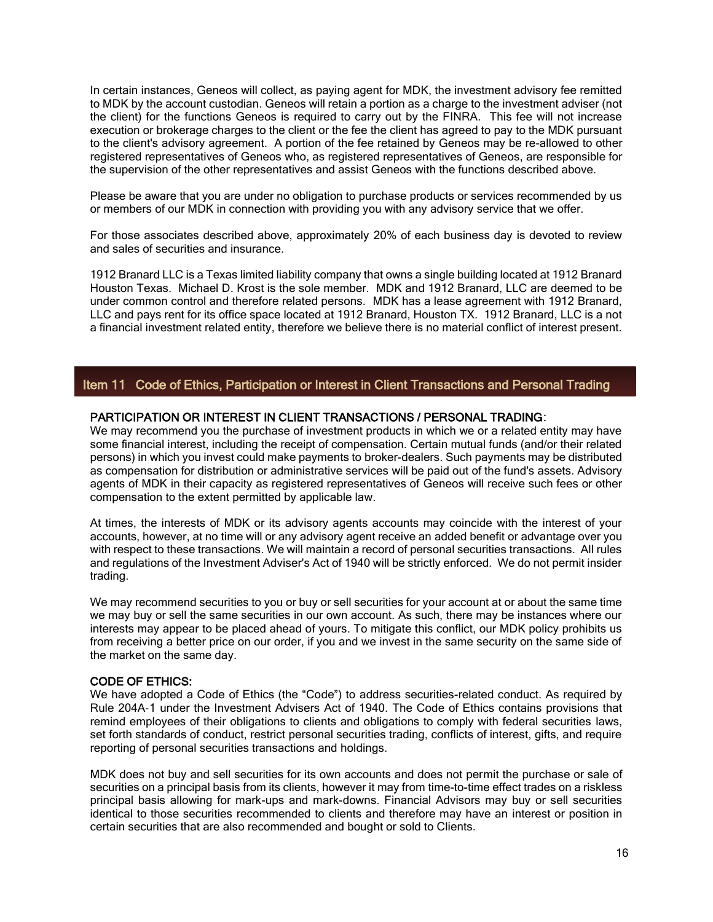In certain instances, Geneos will collect, as paying agent for MDK, the investment advisory fee remitted to MDK by the account custodian. Geneos will retain a portion as a charge to the investment adviser (not the client) for the functions Geneos is required to carry out by the FINRA. This fee will not increase execution or brokerage charges to the client or the fee the client has agreed to pay to the MDK pursuant to the client's advisory agreement. A portion of the fee retained by Geneos may be re-allowed to other registered representatives of Geneos who, as registered representatives of Geneos, are responsible for the supervision of the other representatives and assist Geneos with the functions described above.

Please be aware that you are under no obligation to purchase products or services recommended by us or members of our MDK in connection with providing you with any advisory service that we offer.

For those associates described above, approximately 20% of each business day is devoted to review and sales of securities and insurance.

1912 Branard LLC is a Texas limited liability company that owns a single building located at 1912 Branard Houston Texas. Michael D. Krost is the sole member. MDK and 1912 Branard, LLC are deemed to be under common control and therefore related persons. MDK has a lease agreement with 1912 Branard, LLC and pays rent for its office space located at 1912 Branard, Houston TX. 1912 Branard, LLC is a not a financial investment related entity, therefore we believe there is no material conflict of interest present.

## Item 11 Code of Ethics, Participation or Interest in Client Transactions and Personal Trading

**PARTICIPATION OR INTEREST IN CLIENT TRANSACTIONS / PERSONAL TRADING:**
We may recommend you the purchase of investment products in which we or a related entity may have some financial interest, including the receipt of compensation. Certain mutual funds (and/or their related persons) in which you invest could make payments to broker-dealers. Such payments may be distributed as compensation for distribution or administrative services will be paid out of the fund's assets. Advisory agents of MDK in their capacity as registered representatives of Geneos will receive such fees or other compensation to the extent permitted by applicable law.

At times, the interests of MDK or its advisory agents accounts may coincide with the interest of your accounts, however, at no time will or any advisory agent receive an added benefit or advantage over you with respect to these transactions. We will maintain a record of personal securities transactions. All rules and regulations of the Investment Adviser's Act of 1940 will be strictly enforced. We do not permit insider trading.

We may recommend securities to you or buy or sell securities for your account at or about the same time we may buy or sell the same securities in our own account. As such, there may be instances where our interests may appear to be placed ahead of yours. To mitigate this conflict, our MDK policy prohibits us from receiving a better price on our order, if you and we invest in the same security on the same side of the market on the same day.

**CODE OF ETHICS:**
We have adopted a Code of Ethics (the "Code") to address securities-related conduct. As required by Rule 204A-1 under the Investment Advisers Act of 1940. The Code of Ethics contains provisions that remind employees of their obligations to clients and obligations to comply with federal securities laws, set forth standards of conduct, restrict personal securities trading, conflicts of interest, gifts, and require reporting of personal securities transactions and holdings.

MDK does not buy and sell securities for its own accounts and does not permit the purchase or sale of securities on a principal basis from its clients, however it may from time-to-time effect trades on a riskless principal basis allowing for mark-ups and mark-downs. Financial Advisors may buy or sell securities identical to those securities recommended to clients and therefore may have an interest or position in certain securities that are also recommended and bought or sold to Clients.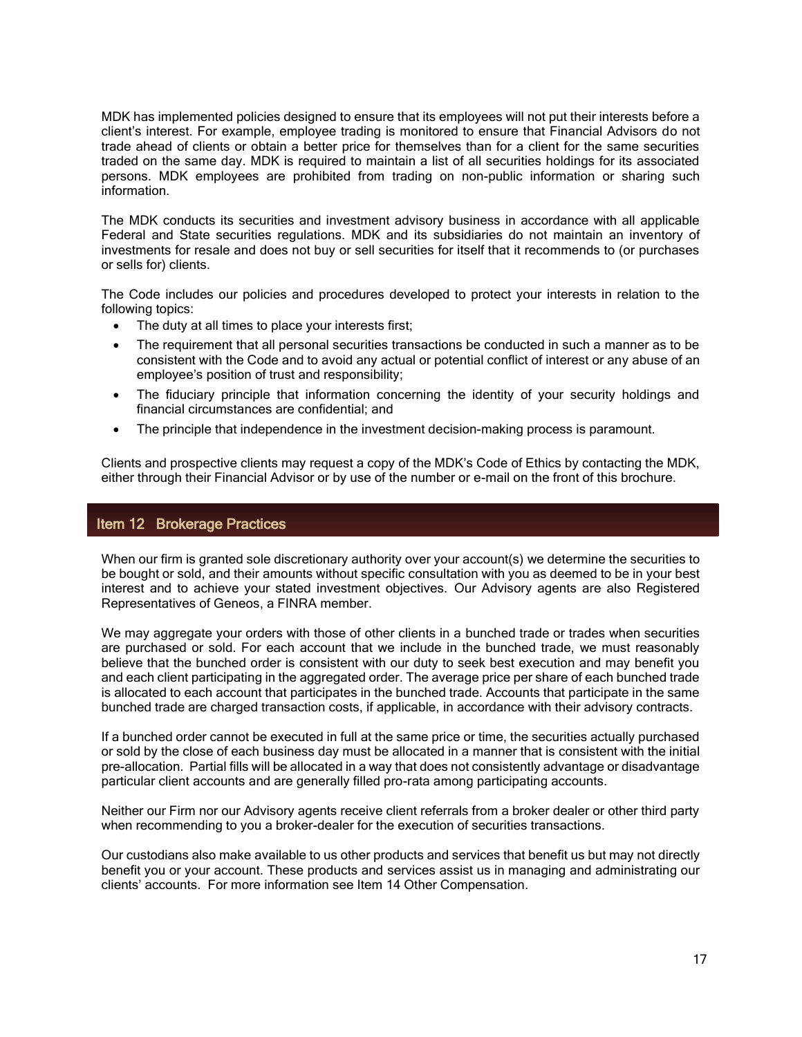MDK has implemented policies designed to ensure that its employees will not put their interests before a client's interest. For example, employee trading is monitored to ensure that Financial Advisors do not trade ahead of clients or obtain a better price for themselves than for a client for the same securities traded on the same day. MDK is required to maintain a list of all securities holdings for its associated persons. MDK employees are prohibited from trading on non-public information or sharing such information.

The MDK conducts its securities and investment advisory business in accordance with all applicable Federal and State securities regulations. MDK and its subsidiaries do not maintain an inventory of investments for resale and does not buy or sell securities for itself that it recommends to (or purchases or sells for) clients.

The Code includes our policies and procedures developed to protect your interests in relation to the following topics:

- The duty at all times to place your interests first;
- The requirement that all personal securities transactions be conducted in such a manner as to be consistent with the Code and to avoid any actual or potential conflict of interest or any abuse of an employee's position of trust and responsibility;
- The fiduciary principle that information concerning the identity of your security holdings and financial circumstances are confidential; and
- The principle that independence in the investment decision-making process is paramount.

Clients and prospective clients may request a copy of the MDK's Code of Ethics by contacting the MDK, either through their Financial Advisor or by use of the number or e-mail on the front of this brochure.

## Item 12 Brokerage Practices

When our firm is granted sole discretionary authority over your account(s) we determine the securities to be bought or sold, and their amounts without specific consultation with you as deemed to be in your best interest and to achieve your stated investment objectives. Our Advisory agents are also Registered Representatives of Geneos, a FINRA member.

We may aggregate your orders with those of other clients in a bunched trade or trades when securities are purchased or sold. For each account that we include in the bunched trade, we must reasonably believe that the bunched order is consistent with our duty to seek best execution and may benefit you and each client participating in the aggregated order. The average price per share of each bunched trade is allocated to each account that participates in the bunched trade. Accounts that participate in the same bunched trade are charged transaction costs, if applicable, in accordance with their advisory contracts.

If a bunched order cannot be executed in full at the same price or time, the securities actually purchased or sold by the close of each business day must be allocated in a manner that is consistent with the initial pre-allocation. Partial fills will be allocated in a way that does not consistently advantage or disadvantage particular client accounts and are generally filled pro-rata among participating accounts.

Neither our Firm nor our Advisory agents receive client referrals from a broker dealer or other third party when recommending to you a broker-dealer for the execution of securities transactions.

Our custodians also make available to us other products and services that benefit us but may not directly benefit you or your account. These products and services assist us in managing and administrating our clients' accounts. For more information see Item 14 Other Compensation.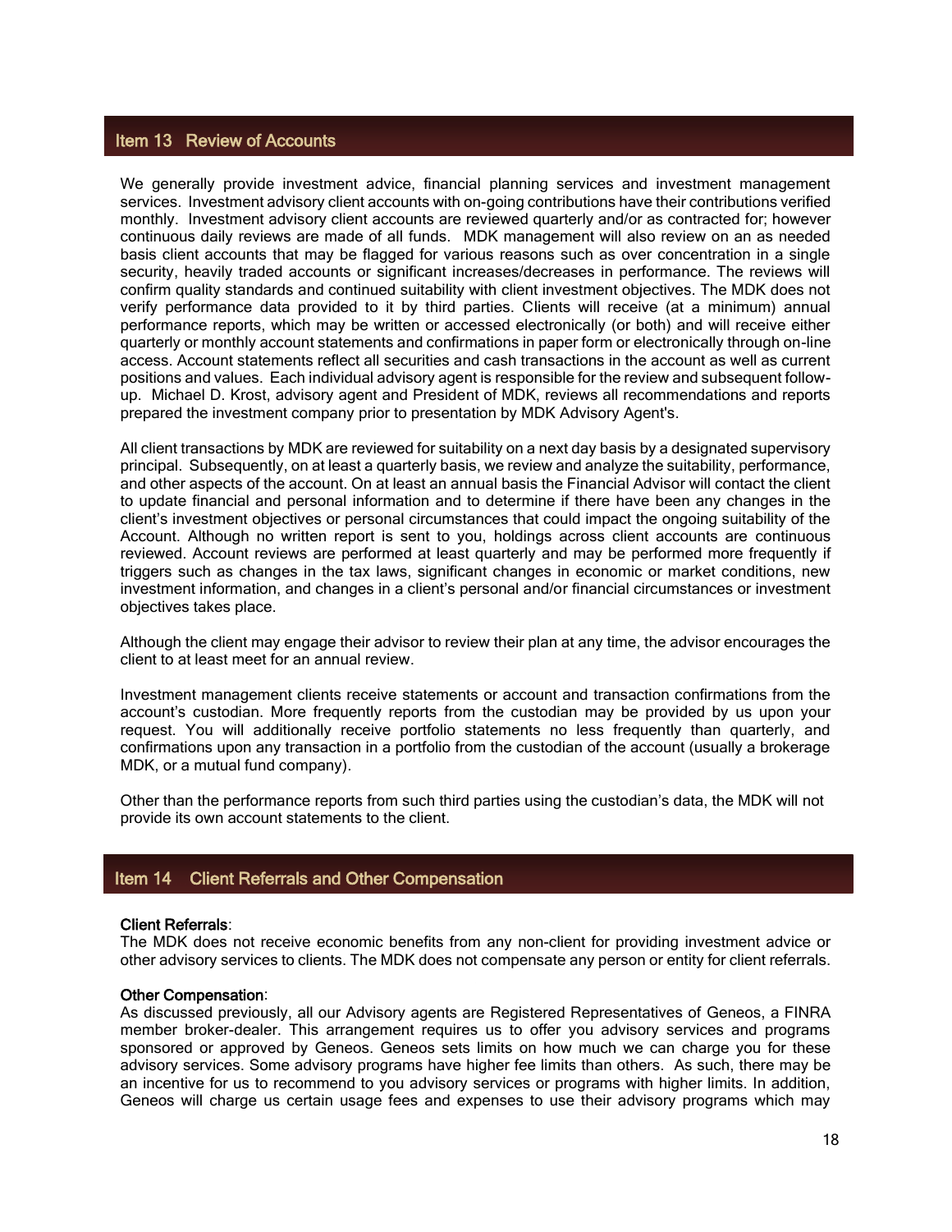## Item 13 Review of Accounts

We generally provide investment advice, financial planning services and investment management services. Investment advisory client accounts with on-going contributions have their contributions verified monthly. Investment advisory client accounts are reviewed quarterly and/or as contracted for; however continuous daily reviews are made of all funds. MDK management will also review on an as needed basis client accounts that may be flagged for various reasons such as over concentration in a single security, heavily traded accounts or significant increases/decreases in performance. The reviews will confirm quality standards and continued suitability with client investment objectives. The MDK does not verify performance data provided to it by third parties. Clients will receive (at a minimum) annual performance reports, which may be written or accessed electronically (or both) and will receive either quarterly or monthly account statements and confirmations in paper form or electronically through on-line access. Account statements reflect all securities and cash transactions in the account as well as current positions and values. Each individual advisory agent is responsible for the review and subsequent follow-up. Michael D. Krost, advisory agent and President of MDK, reviews all recommendations and reports prepared the investment company prior to presentation by MDK Advisory Agent's.

All client transactions by MDK are reviewed for suitability on a next day basis by a designated supervisory principal. Subsequently, on at least a quarterly basis, we review and analyze the suitability, performance, and other aspects of the account. On at least an annual basis the Financial Advisor will contact the client to update financial and personal information and to determine if there have been any changes in the client's investment objectives or personal circumstances that could impact the ongoing suitability of the Account. Although no written report is sent to you, holdings across client accounts are continuous reviewed. Account reviews are performed at least quarterly and may be performed more frequently if triggers such as changes in the tax laws, significant changes in economic or market conditions, new investment information, and changes in a client's personal and/or financial circumstances or investment objectives takes place.

Although the client may engage their advisor to review their plan at any time, the advisor encourages the client to at least meet for an annual review.

Investment management clients receive statements or account and transaction confirmations from the account's custodian. More frequently reports from the custodian may be provided by us upon your request. You will additionally receive portfolio statements no less frequently than quarterly, and confirmations upon any transaction in a portfolio from the custodian of the account (usually a brokerage MDK, or a mutual fund company).

Other than the performance reports from such third parties using the custodian's data, the MDK will not provide its own account statements to the client.

## Item 14 Client Referrals and Other Compensation

**Client Referrals**:
The MDK does not receive economic benefits from any non-client for providing investment advice or other advisory services to clients. The MDK does not compensate any person or entity for client referrals.

**Other Compensation**:
As discussed previously, all our Advisory agents are Registered Representatives of Geneos, a FINRA member broker-dealer. This arrangement requires us to offer you advisory services and programs sponsored or approved by Geneos. Geneos sets limits on how much we can charge you for these advisory services. Some advisory programs have higher fee limits than others. As such, there may be an incentive for us to recommend to you advisory services or programs with higher limits. In addition, Geneos will charge us certain usage fees and expenses to use their advisory programs which may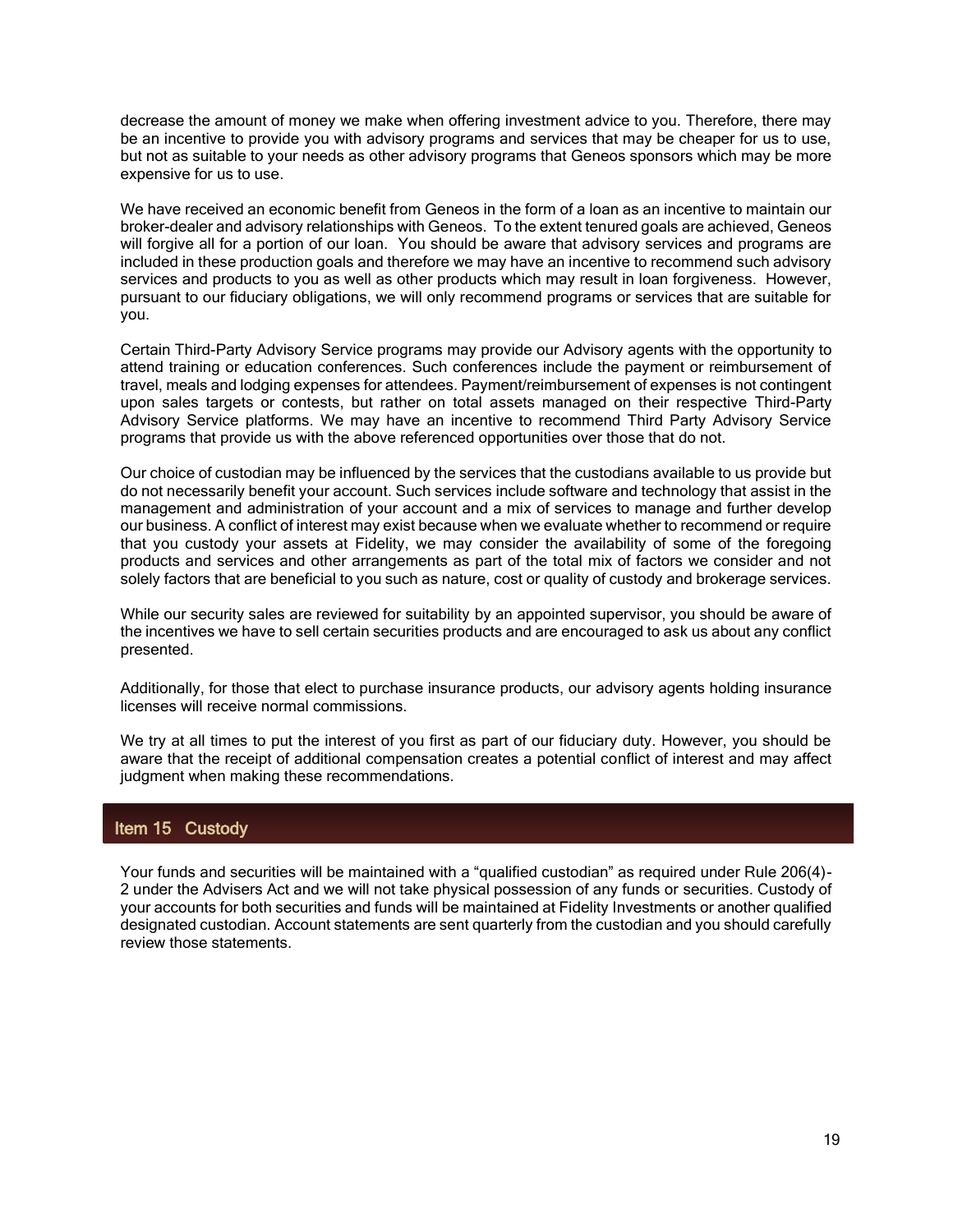decrease the amount of money we make when offering investment advice to you. Therefore, there may be an incentive to provide you with advisory programs and services that may be cheaper for us to use, but not as suitable to your needs as other advisory programs that Geneos sponsors which may be more expensive for us to use.

We have received an economic benefit from Geneos in the form of a loan as an incentive to maintain our broker-dealer and advisory relationships with Geneos. To the extent tenured goals are achieved, Geneos will forgive all for a portion of our loan. You should be aware that advisory services and programs are included in these production goals and therefore we may have an incentive to recommend such advisory services and products to you as well as other products which may result in loan forgiveness. However, pursuant to our fiduciary obligations, we will only recommend programs or services that are suitable for you.

Certain Third-Party Advisory Service programs may provide our Advisory agents with the opportunity to attend training or education conferences. Such conferences include the payment or reimbursement of travel, meals and lodging expenses for attendees. Payment/reimbursement of expenses is not contingent upon sales targets or contests, but rather on total assets managed on their respective Third-Party Advisory Service platforms. We may have an incentive to recommend Third Party Advisory Service programs that provide us with the above referenced opportunities over those that do not.

Our choice of custodian may be influenced by the services that the custodians available to us provide but do not necessarily benefit your account. Such services include software and technology that assist in the management and administration of your account and a mix of services to manage and further develop our business. A conflict of interest may exist because when we evaluate whether to recommend or require that you custody your assets at Fidelity, we may consider the availability of some of the foregoing products and services and other arrangements as part of the total mix of factors we consider and not solely factors that are beneficial to you such as nature, cost or quality of custody and brokerage services.

While our security sales are reviewed for suitability by an appointed supervisor, you should be aware of the incentives we have to sell certain securities products and are encouraged to ask us about any conflict presented.

Additionally, for those that elect to purchase insurance products, our advisory agents holding insurance licenses will receive normal commissions.

We try at all times to put the interest of you first as part of our fiduciary duty. However, you should be aware that the receipt of additional compensation creates a potential conflict of interest and may affect judgment when making these recommendations.

## Item 15 Custody

Your funds and securities will be maintained with a "qualified custodian" as required under Rule 206(4)-2 under the Advisers Act and we will not take physical possession of any funds or securities. Custody of your accounts for both securities and funds will be maintained at Fidelity Investments or another qualified designated custodian. Account statements are sent quarterly from the custodian and you should carefully review those statements.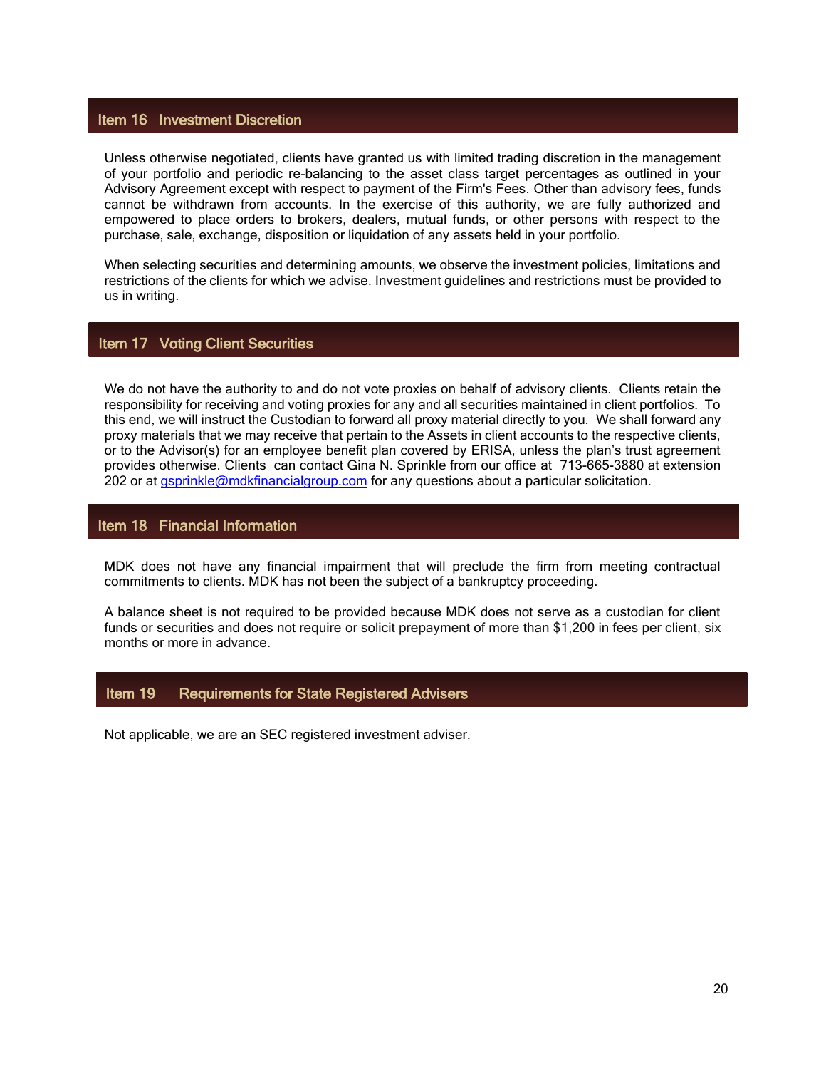## Item 16 Investment Discretion

Unless otherwise negotiated, clients have granted us with limited trading discretion in the management of your portfolio and periodic re-balancing to the asset class target percentages as outlined in your Advisory Agreement except with respect to payment of the Firm's Fees. Other than advisory fees, funds cannot be withdrawn from accounts. In the exercise of this authority, we are fully authorized and empowered to place orders to brokers, dealers, mutual funds, or other persons with respect to the purchase, sale, exchange, disposition or liquidation of any assets held in your portfolio.

When selecting securities and determining amounts, we observe the investment policies, limitations and restrictions of the clients for which we advise. Investment guidelines and restrictions must be provided to us in writing.

## Item 17 Voting Client Securities

We do not have the authority to and do not vote proxies on behalf of advisory clients. Clients retain the responsibility for receiving and voting proxies for any and all securities maintained in client portfolios. To this end, we will instruct the Custodian to forward all proxy material directly to you. We shall forward any proxy materials that we may receive that pertain to the Assets in client accounts to the respective clients, or to the Advisor(s) for an employee benefit plan covered by ERISA, unless the plan's trust agreement provides otherwise. Clients can contact Gina N. Sprinkle from our office at 713-665-3880 at extension 202 or at gsprinkle@mdkfinancialgroup.com for any questions about a particular solicitation.

## Item 18 Financial Information

MDK does not have any financial impairment that will preclude the firm from meeting contractual commitments to clients. MDK has not been the subject of a bankruptcy proceeding.

A balance sheet is not required to be provided because MDK does not serve as a custodian for client funds or securities and does not require or solicit prepayment of more than $1,200 in fees per client, six months or more in advance.

## Item 19 Requirements for State Registered Advisers

Not applicable, we are an SEC registered investment adviser.